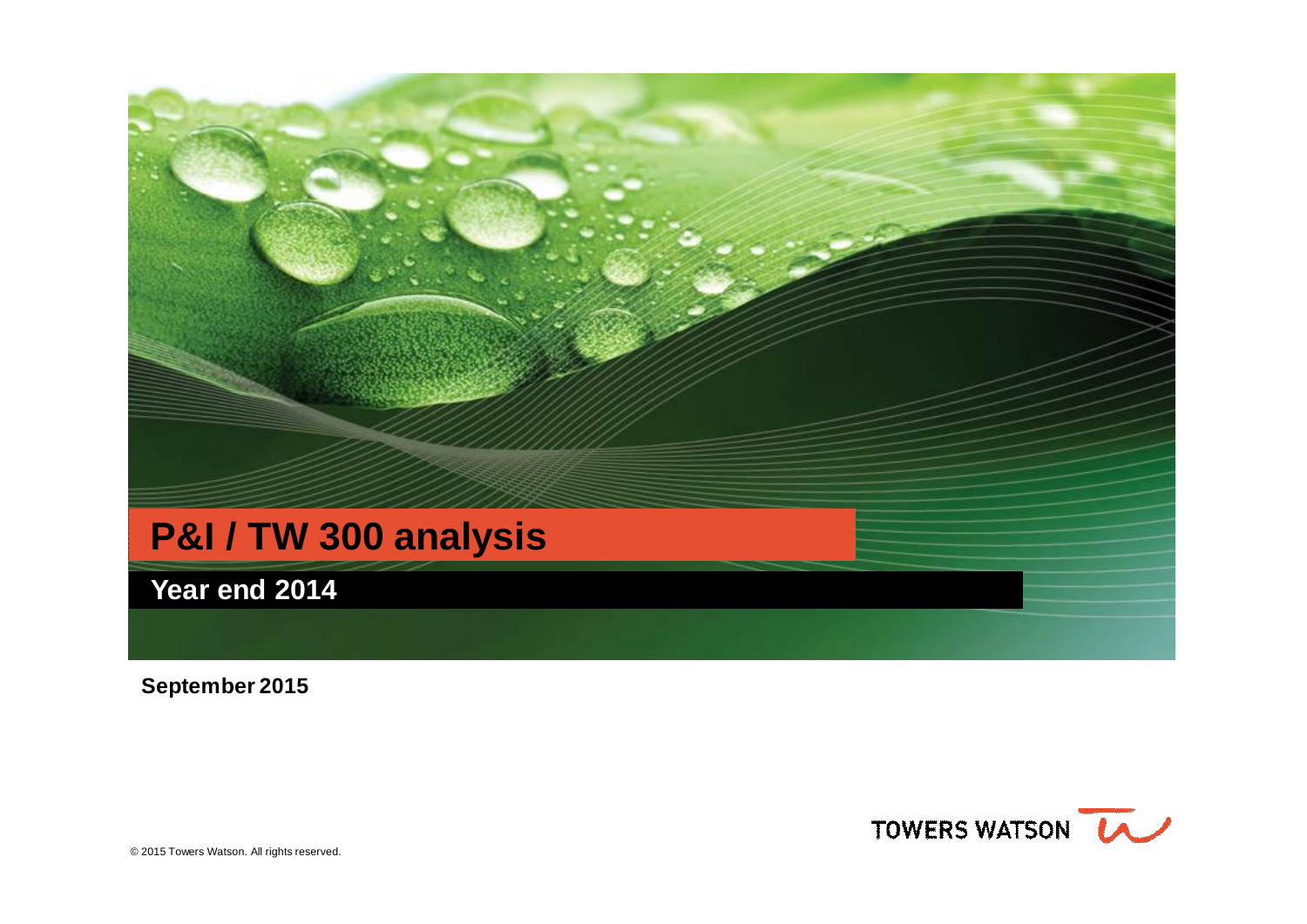# P&I / TW 300 analysis

## Year end 2014

**September 2015**

© 2015 Towers Watson. All rights reserved.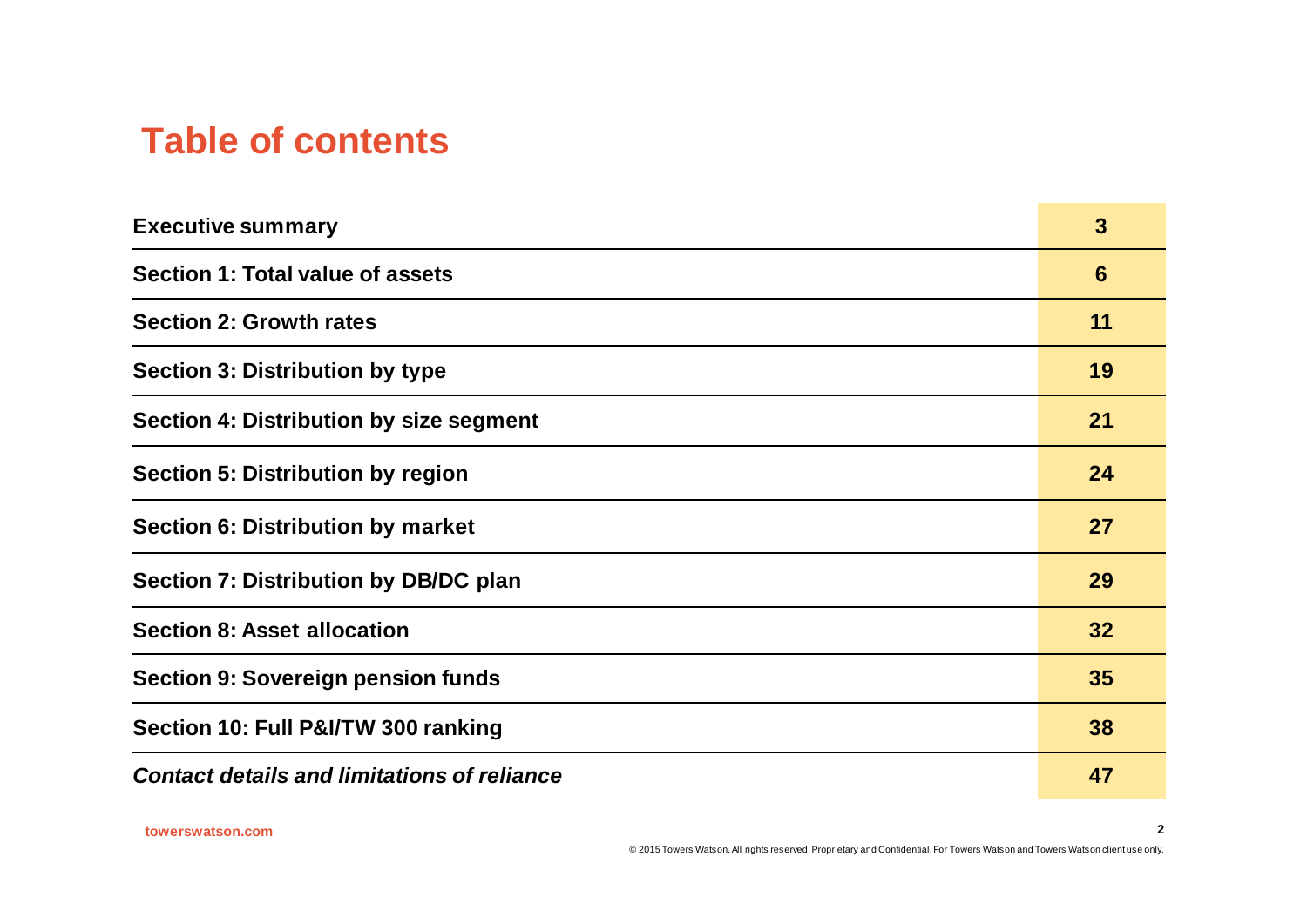# Table of contents

| | |
|---|---|
| **Executive summary** | **3** |
| **Section 1: Total value of assets** | **6** |
| **Section 2: Growth rates** | **11** |
| **Section 3: Distribution by type** | **19** |
| **Section 4: Distribution by size segment** | **21** |
| **Section 5: Distribution by region** | **24** |
| **Section 6: Distribution by market** | **27** |
| **Section 7: Distribution by DB/DC plan** | **29** |
| **Section 8: Asset allocation** | **32** |
| **Section 9: Sovereign pension funds** | **35** |
| **Section 10: Full P&I/TW 300 ranking** | **38** |
| ***Contact details and limitations of reliance*** | **47** |

towerswatson.com

© 2015 Towers Watson. All rights reserved. Proprietary and Confidential. For Towers Watson and Towers Watson client use only.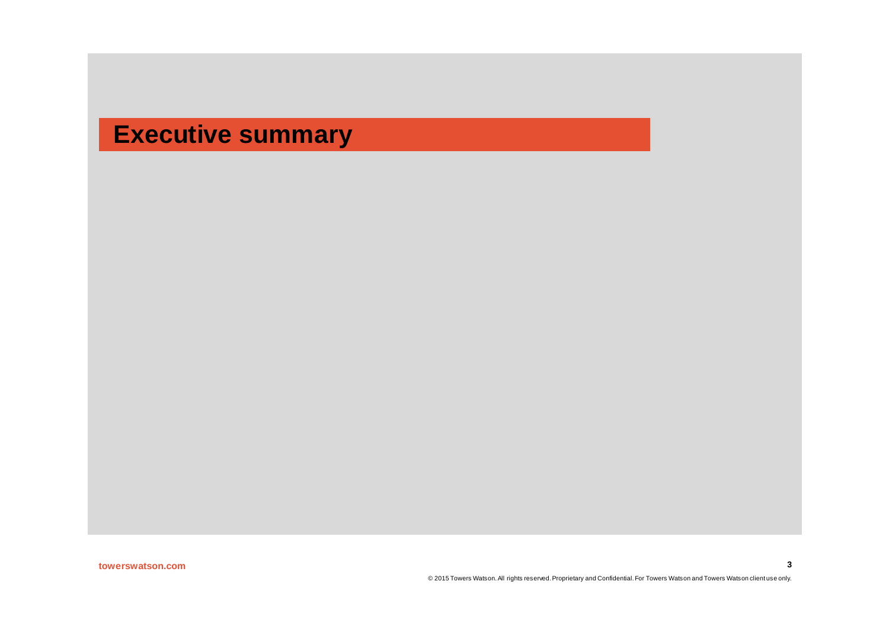# Executive summary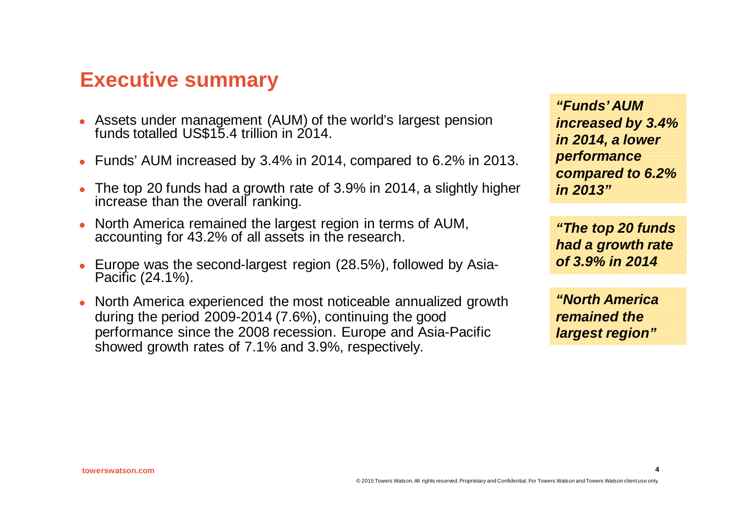# Executive summary

- Assets under management (AUM) of the world's largest pension funds totalled US$15.4 trillion in 2014.
- Funds' AUM increased by 3.4% in 2014, compared to 6.2% in 2013.
- The top 20 funds had a growth rate of 3.9% in 2014, a slightly higher increase than the overall ranking.
- North America remained the largest region in terms of AUM, accounting for 43.2% of all assets in the research.
- Europe was the second-largest region (28.5%), followed by Asia-Pacific (24.1%).
- North America experienced the most noticeable annualized growth during the period 2009-2014 (7.6%), continuing the good performance since the 2008 recession. Europe and Asia-Pacific showed growth rates of 7.1% and 3.9%, respectively.

***"Funds' AUM increased by 3.4% in 2014, a lower performance compared to 6.2% in 2013"***

***"The top 20 funds had a growth rate of 3.9% in 2014***

***"North America remained the largest region"***

towerswatson.com

© 2015 Towers Watson. All rights reserved. Proprietary and Confidential. For Towers Watson and Towers Watson client use only.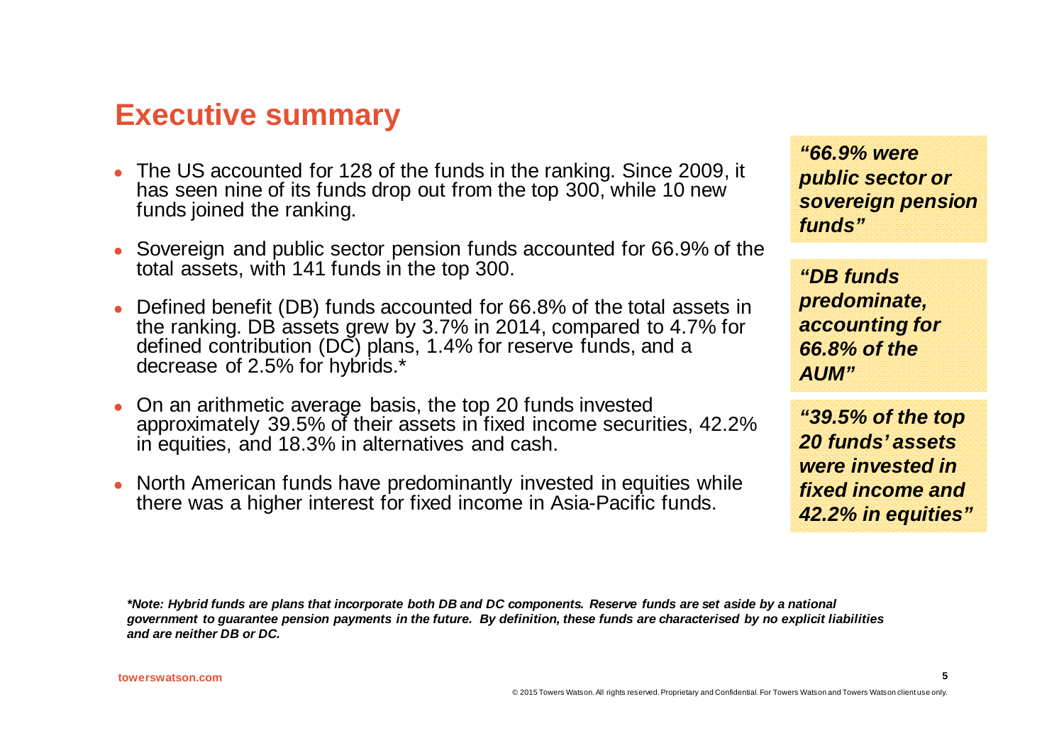## Executive summary

- The US accounted for 128 of the funds in the ranking. Since 2009, it has seen nine of its funds drop out from the top 300, while 10 new funds joined the ranking.
- Sovereign and public sector pension funds accounted for 66.9% of the total assets, with 141 funds in the top 300.
- Defined benefit (DB) funds accounted for 66.8% of the total assets in the ranking. DB assets grew by 3.7% in 2014, compared to 4.7% for defined contribution (DC) plans, 1.4% for reserve funds, and a decrease of 2.5% for hybrids.*
- On an arithmetic average basis, the top 20 funds invested approximately 39.5% of their assets in fixed income securities, 42.2% in equities, and 18.3% in alternatives and cash.
- North American funds have predominantly invested in equities while there was a higher interest for fixed income in Asia-Pacific funds.

***"66.9% were public sector or sovereign pension funds"***

***"DB funds predominate, accounting for 66.8% of the AUM"***

***"39.5% of the top 20 funds' assets were invested in fixed income and 42.2% in equities"***

***\*Note: Hybrid funds are plans that incorporate both DB and DC components. Reserve funds are set aside by a national government to guarantee pension payments in the future. By definition, these funds are characterised by no explicit liabilities and are neither DB or DC.***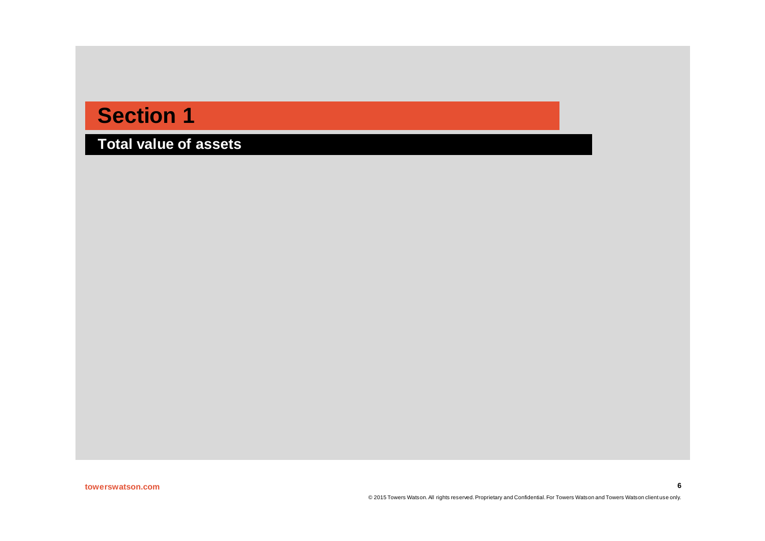# Section 1

## Total value of assets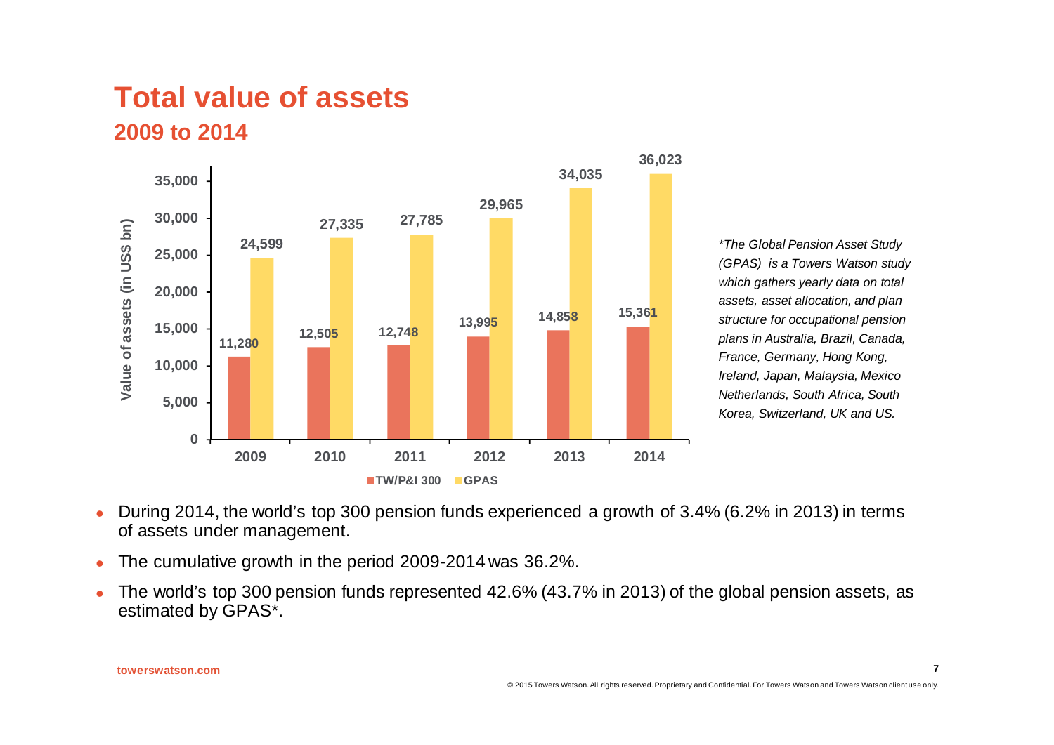# Total value of assets

## 2009 to 2014

| Year | TW/P&I 300 | GPAS |
| --- | --- | --- |
| 2009 | 11,280 | 24,599 |
| 2010 | 12,505 | 27,335 |
| 2011 | 12,748 | 27,785 |
| 2012 | 13,995 | 29,965 |
| 2013 | 14,858 | 34,035 |
| 2014 | 15,361 | 36,023 |

Value of assets (in US$ bn)

*\*The Global Pension Asset Study (GPAS) is a Towers Watson study which gathers yearly data on total assets, asset allocation, and plan structure for occupational pension plans in Australia, Brazil, Canada, France, Germany, Hong Kong, Ireland, Japan, Malaysia, Mexico Netherlands, South Africa, South Korea, Switzerland, UK and US.*

- During 2014, the world's top 300 pension funds experienced a growth of 3.4% (6.2% in 2013) in terms of assets under management.
- The cumulative growth in the period 2009-2014 was 36.2%.
- The world's top 300 pension funds represented 42.6% (43.7% in 2013) of the global pension assets, as estimated by GPAS*.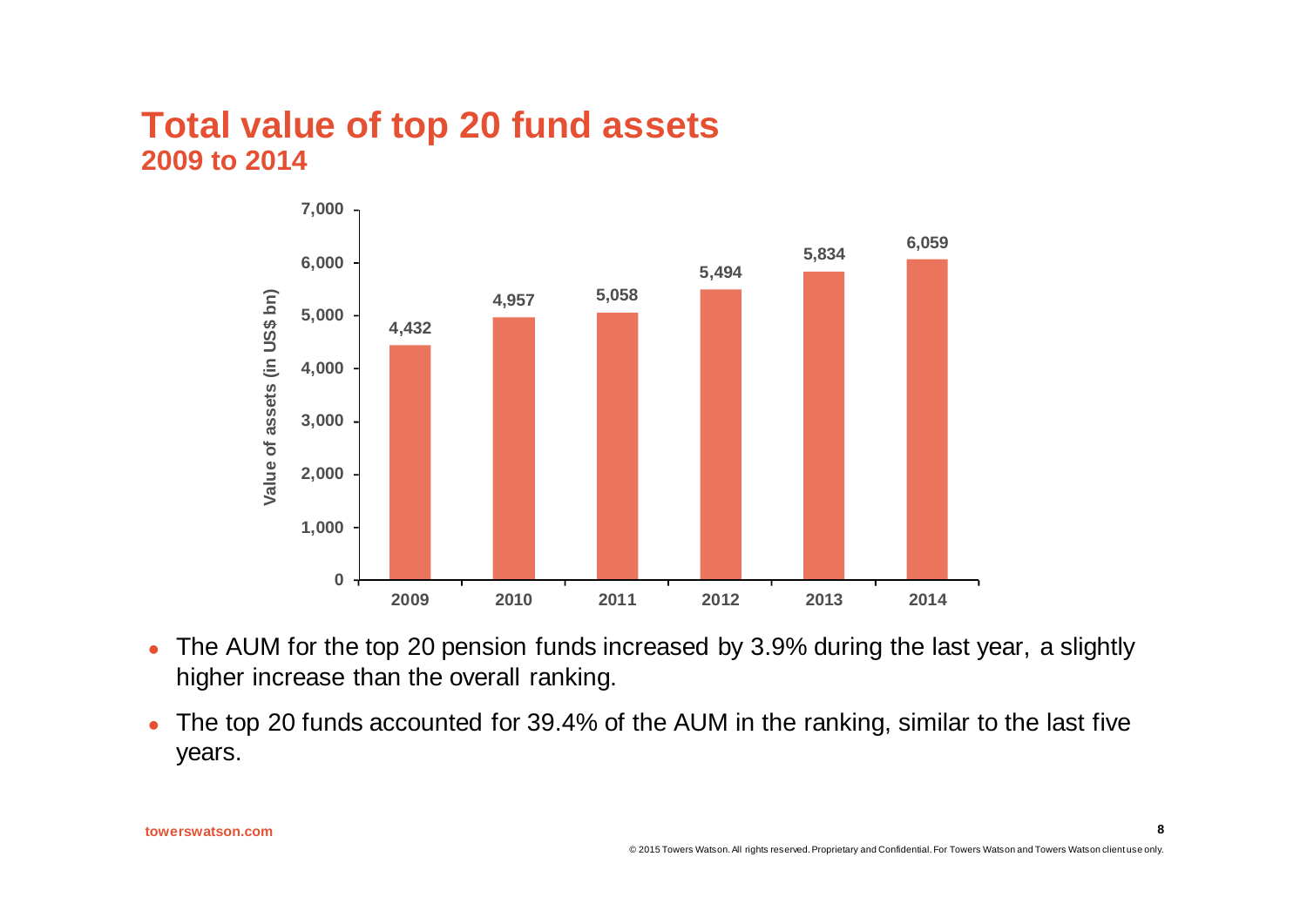# Total value of top 20 fund assets

## 2009 to 2014

| Year | Value of assets (in US$ bn) |
|---|---|
| 2009 | 4,432 |
| 2010 | 4,957 |
| 2011 | 5,058 |
| 2012 | 5,494 |
| 2013 | 5,834 |
| 2014 | 6,059 |

- The AUM for the top 20 pension funds increased by 3.9% during the last year, a slightly higher increase than the overall ranking.
- The top 20 funds accounted for 39.4% of the AUM in the ranking, similar to the last five years.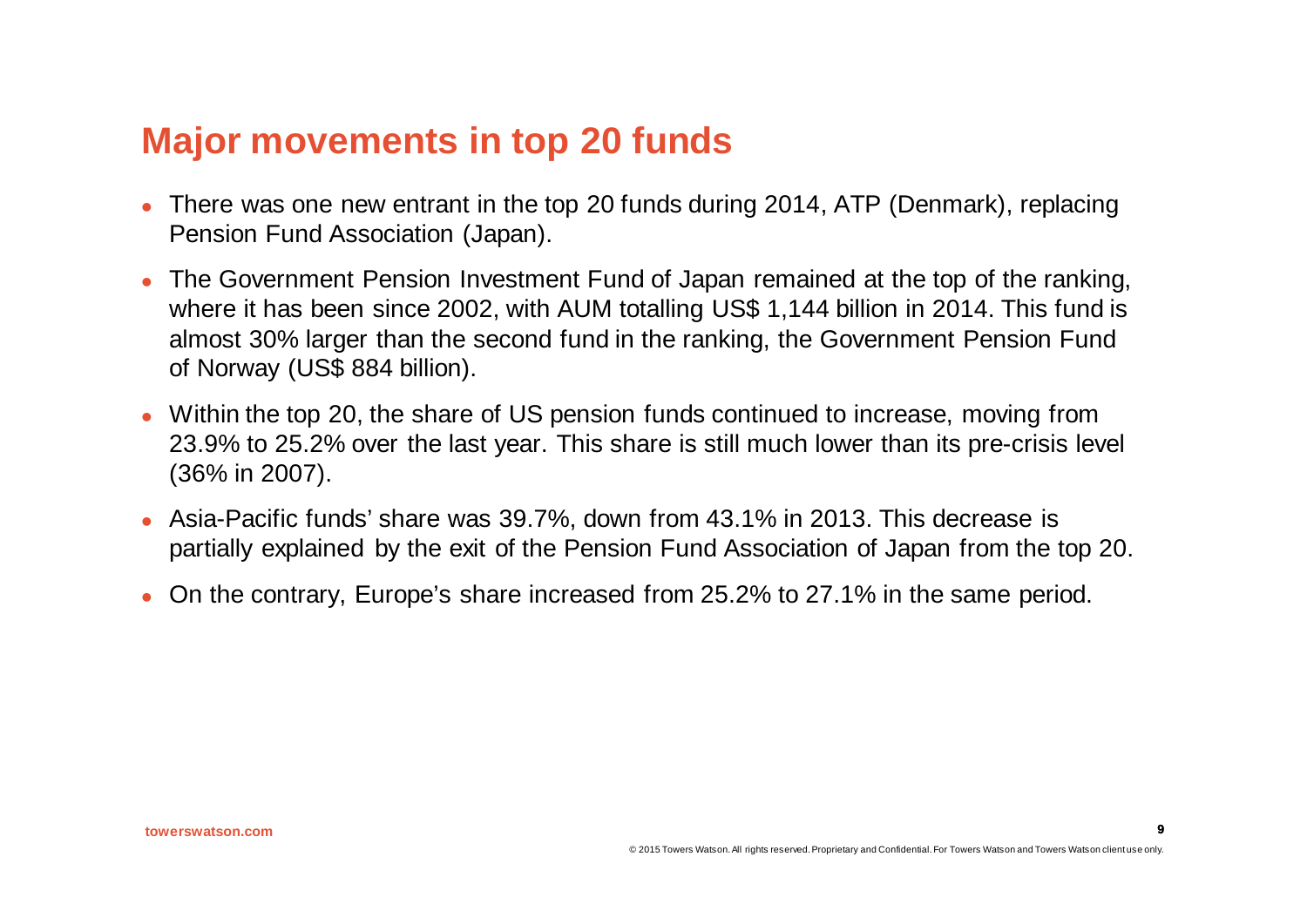# Major movements in top 20 funds

- There was one new entrant in the top 20 funds during 2014, ATP (Denmark), replacing Pension Fund Association (Japan).
- The Government Pension Investment Fund of Japan remained at the top of the ranking, where it has been since 2002, with AUM totalling US$ 1,144 billion in 2014. This fund is almost 30% larger than the second fund in the ranking, the Government Pension Fund of Norway (US$ 884 billion).
- Within the top 20, the share of US pension funds continued to increase, moving from 23.9% to 25.2% over the last year. This share is still much lower than its pre-crisis level (36% in 2007).
- Asia-Pacific funds' share was 39.7%, down from 43.1% in 2013. This decrease is partially explained by the exit of the Pension Fund Association of Japan from the top 20.
- On the contrary, Europe's share increased from 25.2% to 27.1% in the same period.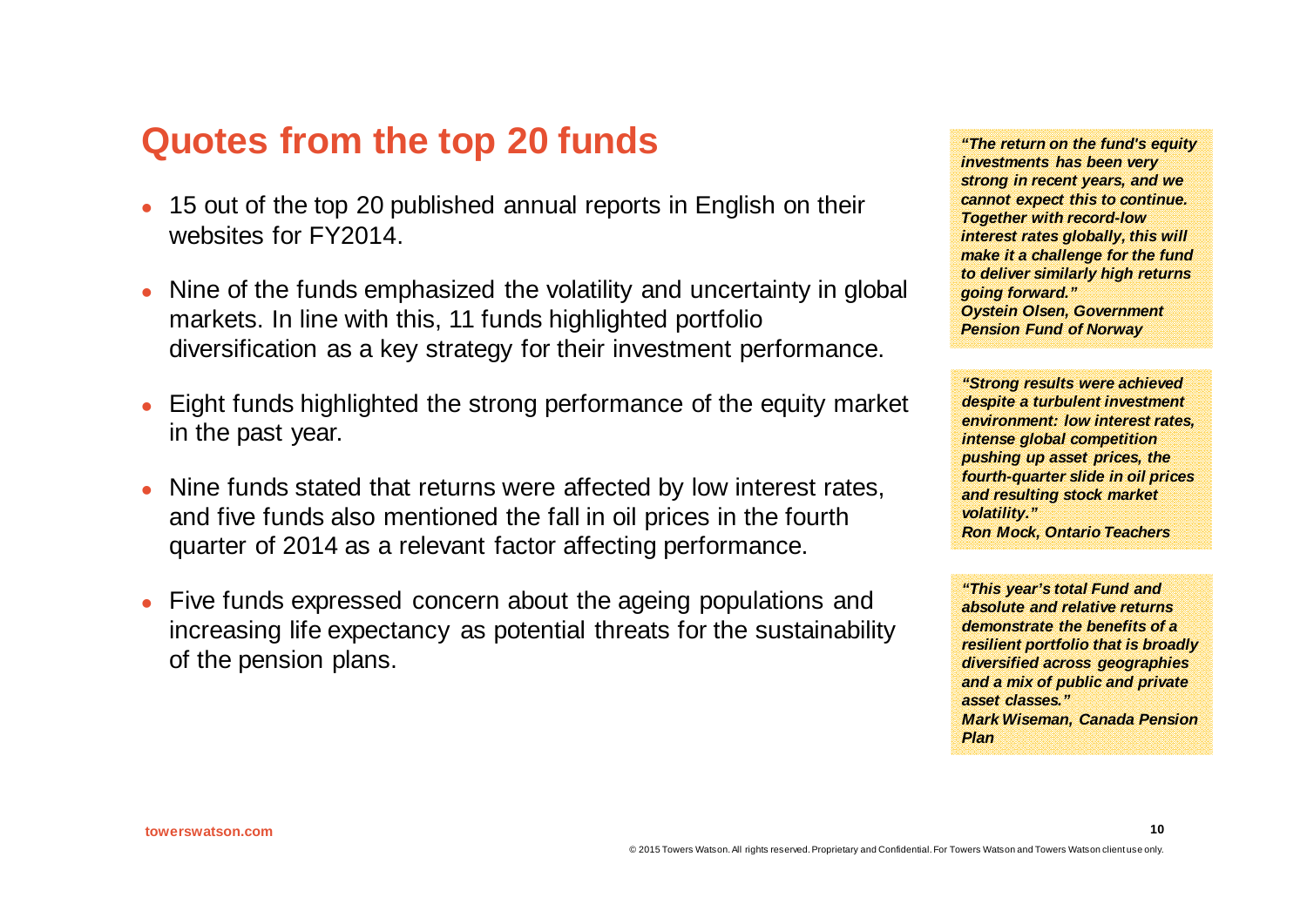# Quotes from the top 20 funds

- 15 out of the top 20 published annual reports in English on their websites for FY2014.
- Nine of the funds emphasized the volatility and uncertainty in global markets. In line with this, 11 funds highlighted portfolio diversification as a key strategy for their investment performance.
- Eight funds highlighted the strong performance of the equity market in the past year.
- Nine funds stated that returns were affected by low interest rates, and five funds also mentioned the fall in oil prices in the fourth quarter of 2014 as a relevant factor affecting performance.
- Five funds expressed concern about the ageing populations and increasing life expectancy as potential threats for the sustainability of the pension plans.

***"The return on the fund's equity investments has been very strong in recent years, and we cannot expect this to continue. Together with record-low interest rates globally, this will make it a challenge for the fund to deliver similarly high returns going forward."***
***Oystein Olsen, Government Pension Fund of Norway***

***"Strong results were achieved despite a turbulent investment environment: low interest rates, intense global competition pushing up asset prices, the fourth-quarter slide in oil prices and resulting stock market volatility."***
***Ron Mock, Ontario Teachers***

***"This year's total Fund and absolute and relative returns demonstrate the benefits of a resilient portfolio that is broadly diversified across geographies and a mix of public and private asset classes."***
***Mark Wiseman, Canada Pension Plan***

towerswatson.com

© 2015 Towers Watson. All rights reserved. Proprietary and Confidential. For Towers Watson and Towers Watson client use only.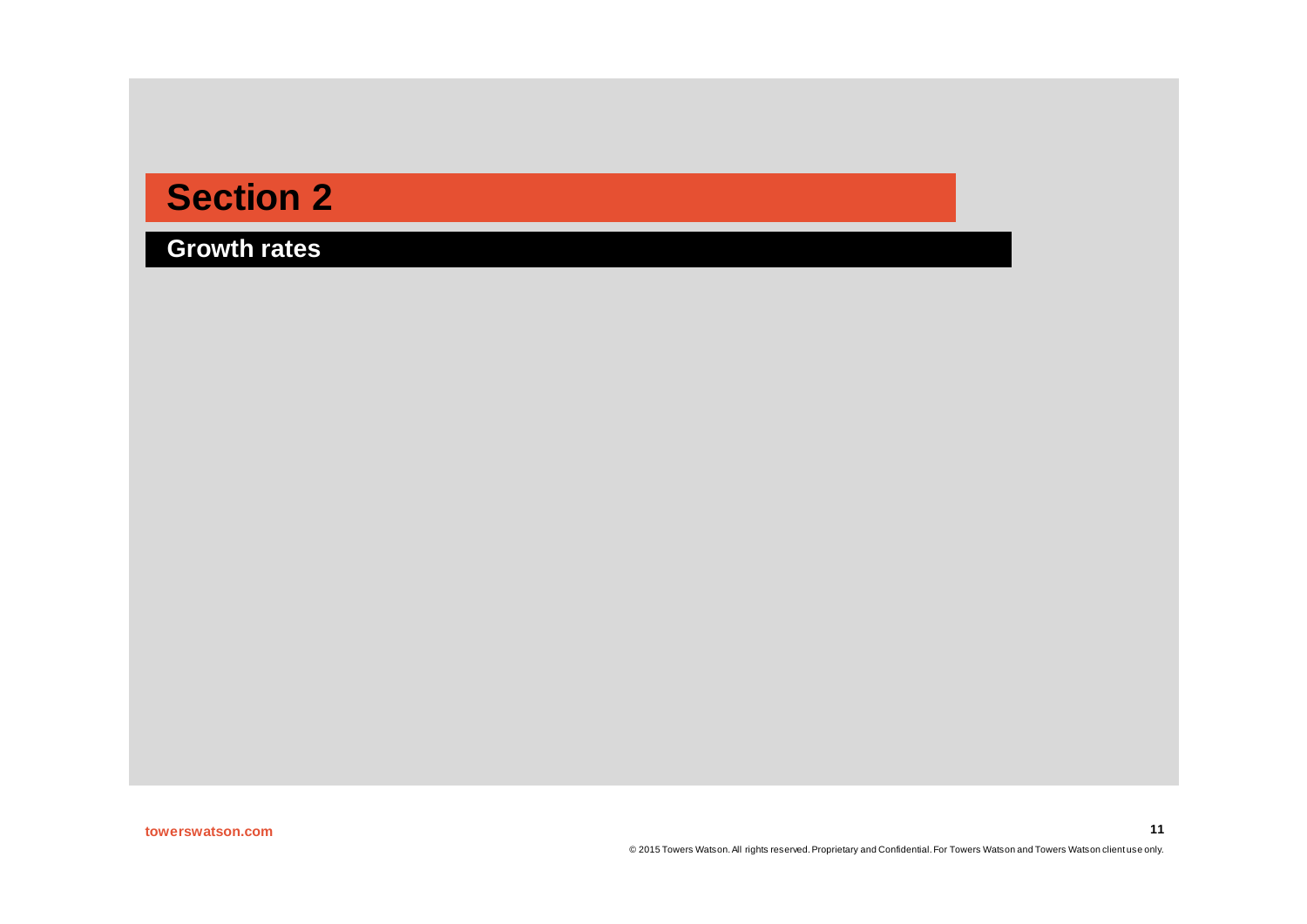# Section 2

## Growth rates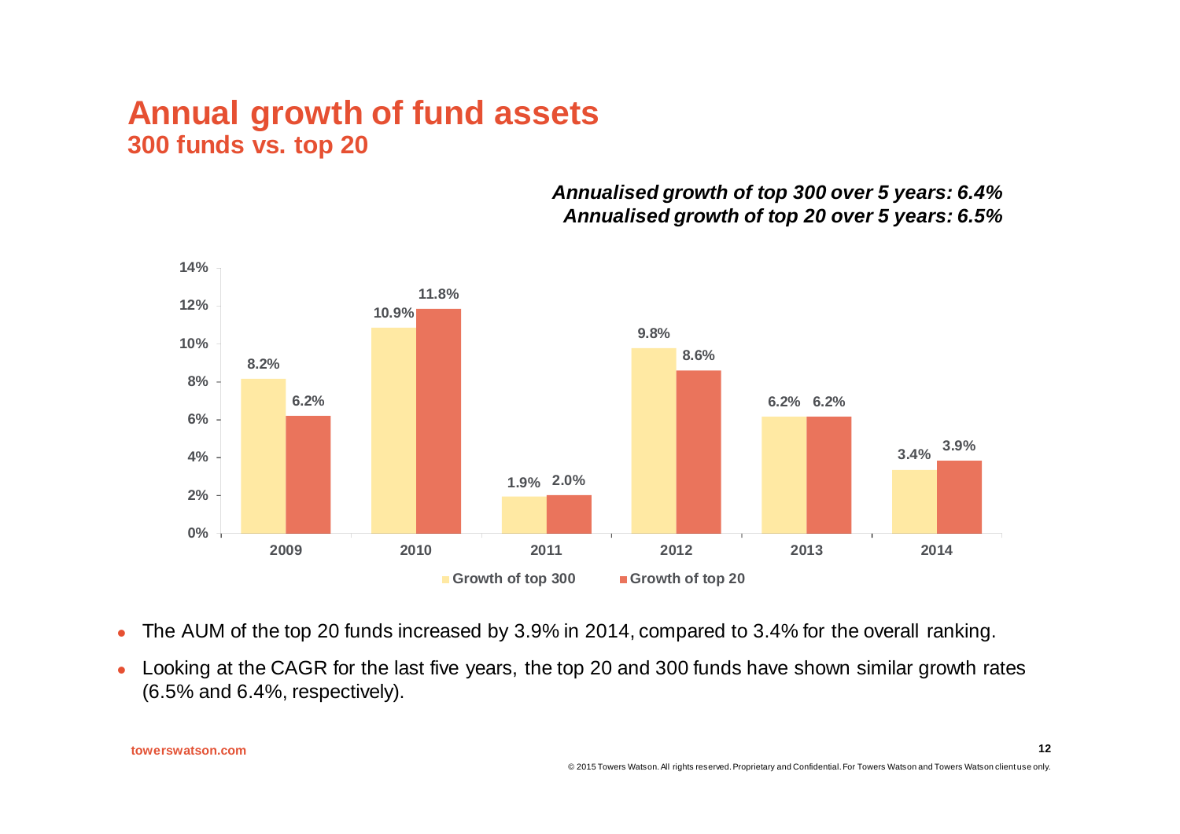# Annual growth of fund assets

## 300 funds vs. top 20

***Annualised growth of top 300 over 5 years: 6.4%***
***Annualised growth of top 20 over 5 years: 6.5%***

| Year | Growth of top 300 | Growth of top 20 |
|---|---|---|
| 2009 | 8.2% | 6.2% |
| 2010 | 10.9% | 11.8% |
| 2011 | 1.9% | 2.0% |
| 2012 | 9.8% | 8.6% |
| 2013 | 6.2% | 6.2% |
| 2014 | 3.4% | 3.9% |

- The AUM of the top 20 funds increased by 3.9% in 2014, compared to 3.4% for the overall ranking.
- Looking at the CAGR for the last five years, the top 20 and 300 funds have shown similar growth rates (6.5% and 6.4%, respectively).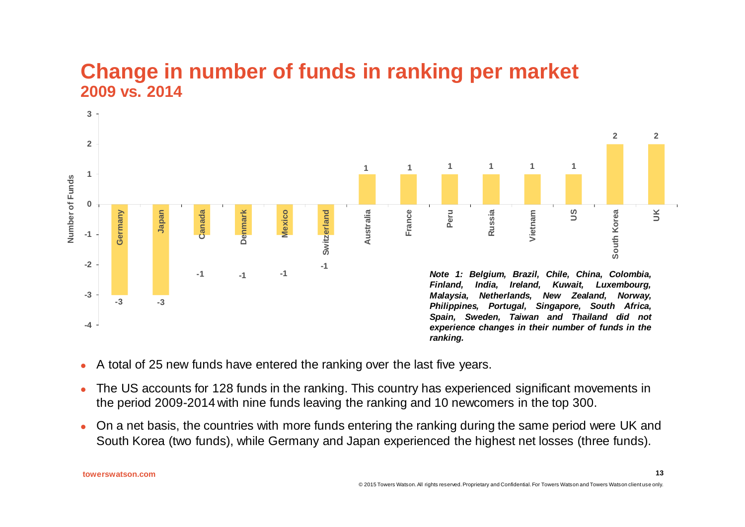# Change in number of funds in ranking per market

## 2009 vs. 2014

| Market | Change in Number of Funds |
|---|---|
| Germany | -3 |
| Japan | -3 |
| Canada | -1 |
| Denmark | -1 |
| Mexico | -1 |
| Switzerland | -1 |
| Australia | 1 |
| France | 1 |
| Peru | 1 |
| Russia | 1 |
| Vietnam | 1 |
| US | 1 |
| South Korea | 2 |
| UK | 2 |

***Note 1: Belgium, Brazil, Chile, China, Colombia, Finland, India, Ireland, Kuwait, Luxembourg, Malaysia, Netherlands, New Zealand, Norway, Philippines, Portugal, Singapore, South Africa, Spain, Sweden, Taiwan and Thailand did not experience changes in their number of funds in the ranking.***

- A total of 25 new funds have entered the ranking over the last five years.
- The US accounts for 128 funds in the ranking. This country has experienced significant movements in the period 2009-2014 with nine funds leaving the ranking and 10 newcomers in the top 300.
- On a net basis, the countries with more funds entering the ranking during the same period were UK and South Korea (two funds), while Germany and Japan experienced the highest net losses (three funds).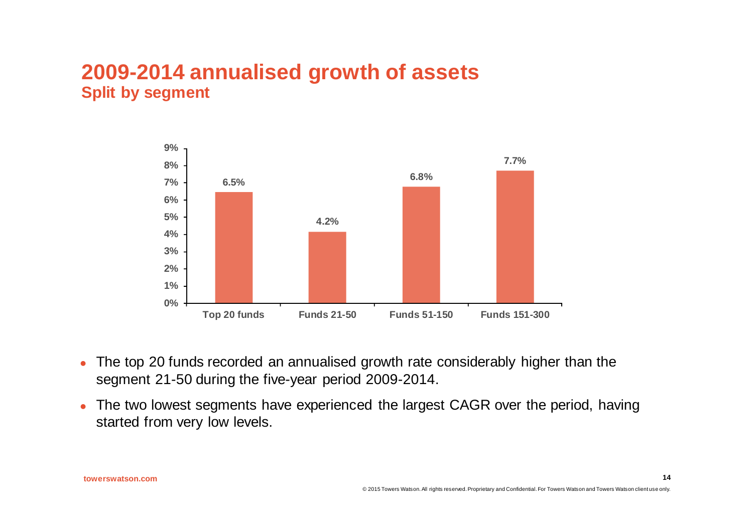# 2009-2014 annualised growth of assets

## Split by segment

| Segment | Annualised growth |
|---|---|
| Top 20 funds | 6.5% |
| Funds 21-50 | 4.2% |
| Funds 51-150 | 6.8% |
| Funds 151-300 | 7.7% |

- The top 20 funds recorded an annualised growth rate considerably higher than the segment 21-50 during the five-year period 2009-2014.
- The two lowest segments have experienced the largest CAGR over the period, having started from very low levels.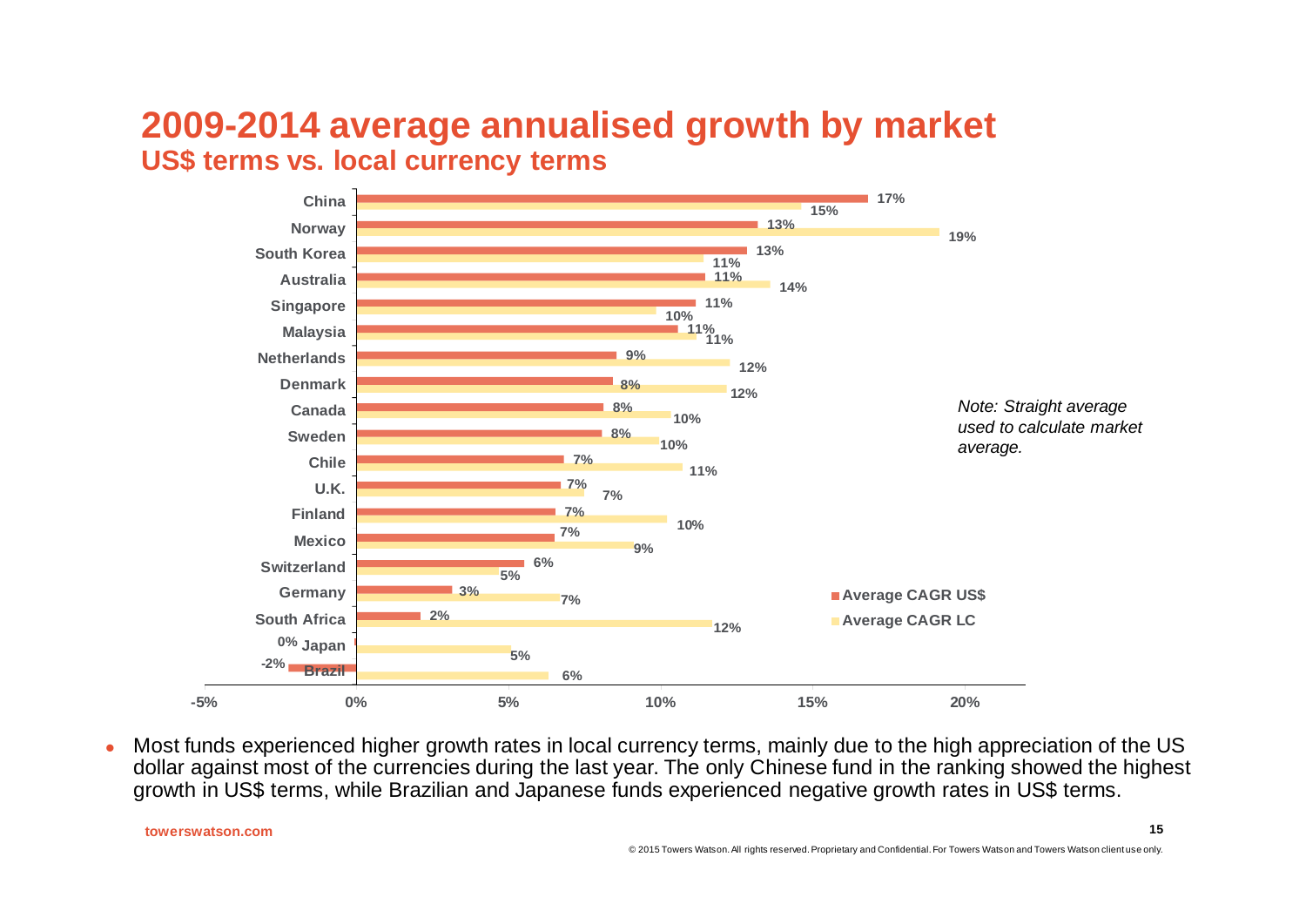# 2009-2014 average annualised growth by market

## US$ terms vs. local currency terms

| Market | Average CAGR US$ | Average CAGR LC |
|---|---|---|
| China | 17% | 15% |
| Norway | 13% | 19% |
| South Korea | 13% | 11% |
| Australia | 11% | 14% |
| Singapore | 11% | 10% |
| Malaysia | 11% | 11% |
| Netherlands | 9% | 12% |
| Denmark | 8% | 12% |
| Canada | 8% | 10% |
| Sweden | 8% | 10% |
| Chile | 7% | 11% |
| U.K. | 7% | 7% |
| Finland | 7% | 10% |
| Mexico | 7% | 9% |
| Switzerland | 6% | 5% |
| Germany | 3% | 7% |
| South Africa | 2% | 12% |
| Japan | 0% | 5% |
| Brazil | -2% | 6% |

*Note: Straight average used to calculate market average.*

- Most funds experienced higher growth rates in local currency terms, mainly due to the high appreciation of the US dollar against most of the currencies during the last year. The only Chinese fund in the ranking showed the highest growth in US$ terms, while Brazilian and Japanese funds experienced negative growth rates in US$ terms.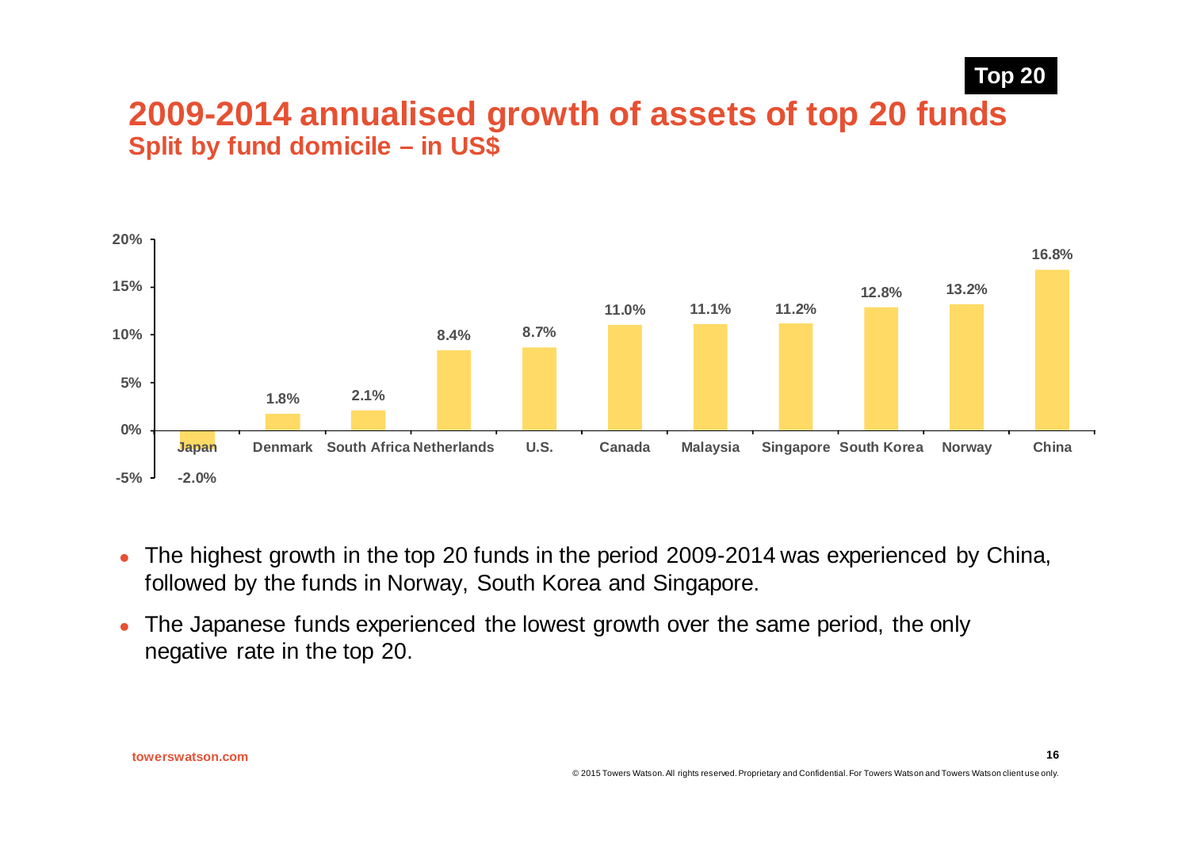Top 20

# 2009-2014 annualised growth of assets of top 20 funds

## Split by fund domicile – in US$

| Fund domicile | Annualised growth |
| --- | --- |
| Japan | -2.0% |
| Denmark | 1.8% |
| South Africa | 2.1% |
| Netherlands | 8.4% |
| U.S. | 8.7% |
| Canada | 11.0% |
| Malaysia | 11.1% |
| Singapore | 11.2% |
| South Korea | 12.8% |
| Norway | 13.2% |
| China | 16.8% |

- The highest growth in the top 20 funds in the period 2009-2014 was experienced by China, followed by the funds in Norway, South Korea and Singapore.
- The Japanese funds experienced the lowest growth over the same period, the only negative rate in the top 20.

towerswatson.com

© 2015 Towers Watson. All rights reserved. Proprietary and Confidential. For Towers Watson and Towers Watson client use only.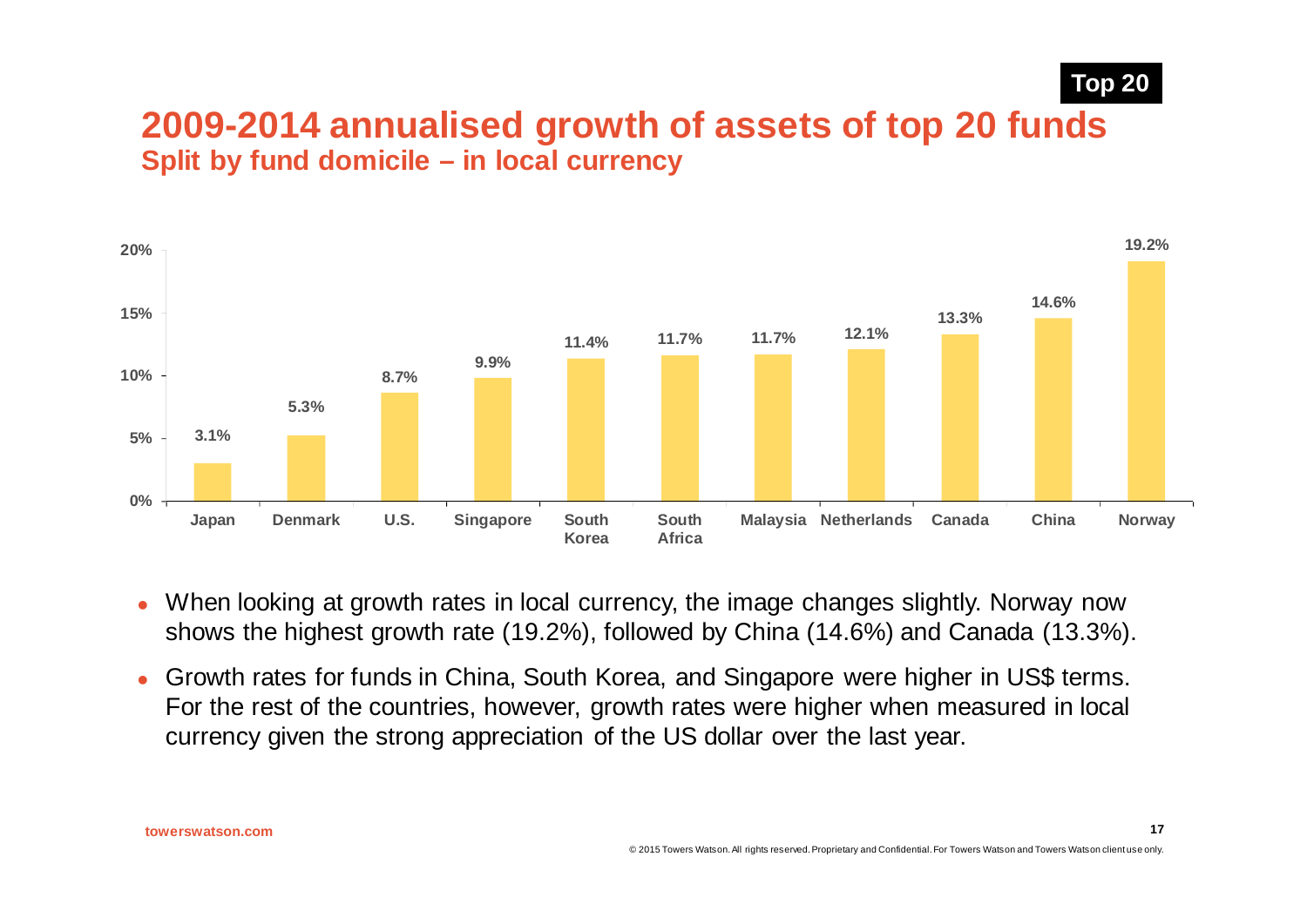Top 20

## 2009-2014 annualised growth of assets of top 20 funds

### Split by fund domicile – in local currency

| Country | Growth |
| --- | --- |
| Japan | 3.1% |
| Denmark | 5.3% |
| U.S. | 8.7% |
| Singapore | 9.9% |
| South Korea | 11.4% |
| South Africa | 11.7% |
| Malaysia | 11.7% |
| Netherlands | 12.1% |
| Canada | 13.3% |
| China | 14.6% |
| Norway | 19.2% |

- When looking at growth rates in local currency, the image changes slightly. Norway now shows the highest growth rate (19.2%), followed by China (14.6%) and Canada (13.3%).
- Growth rates for funds in China, South Korea, and Singapore were higher in US$ terms. For the rest of the countries, however, growth rates were higher when measured in local currency given the strong appreciation of the US dollar over the last year.

towerswatson.com

© 2015 Towers Watson. All rights reserved. Proprietary and Confidential. For Towers Watson and Towers Watson client use only.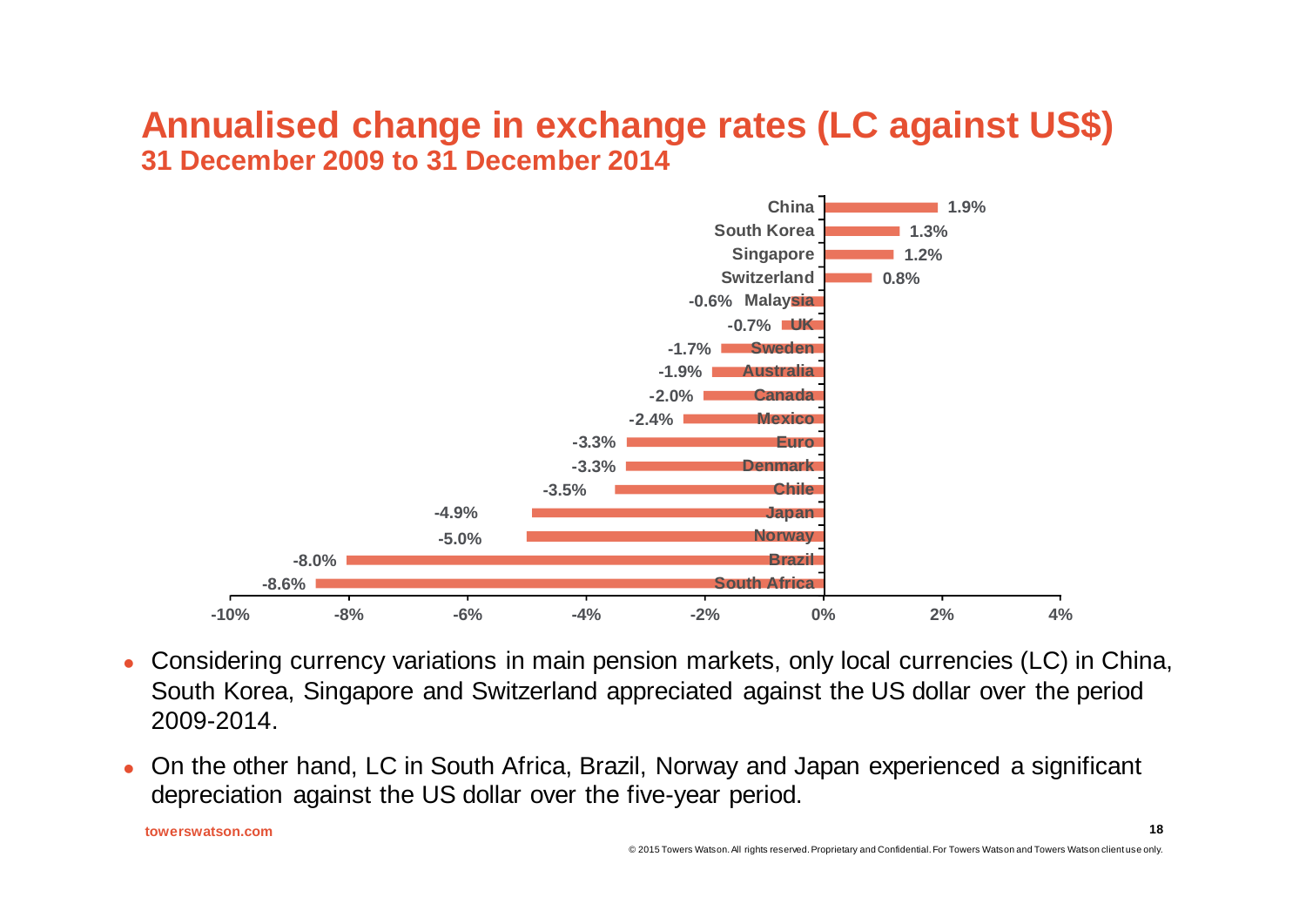# Annualised change in exchange rates (LC against US$)

## 31 December 2009 to 31 December 2014

| Country | Annualised change |
|---|---|
| China | 1.9% |
| South Korea | 1.3% |
| Singapore | 1.2% |
| Switzerland | 0.8% |
| Malaysia | -0.6% |
| UK | -0.7% |
| Sweden | -1.7% |
| Australia | -1.9% |
| Canada | -2.0% |
| Mexico | -2.4% |
| Euro | -3.3% |
| Denmark | -3.3% |
| Chile | -3.5% |
| Japan | -4.9% |
| Norway | -5.0% |
| Brazil | -8.0% |
| South Africa | -8.6% |

- Considering currency variations in main pension markets, only local currencies (LC) in China, South Korea, Singapore and Switzerland appreciated against the US dollar over the period 2009-2014.
- On the other hand, LC in South Africa, Brazil, Norway and Japan experienced a significant depreciation against the US dollar over the five-year period.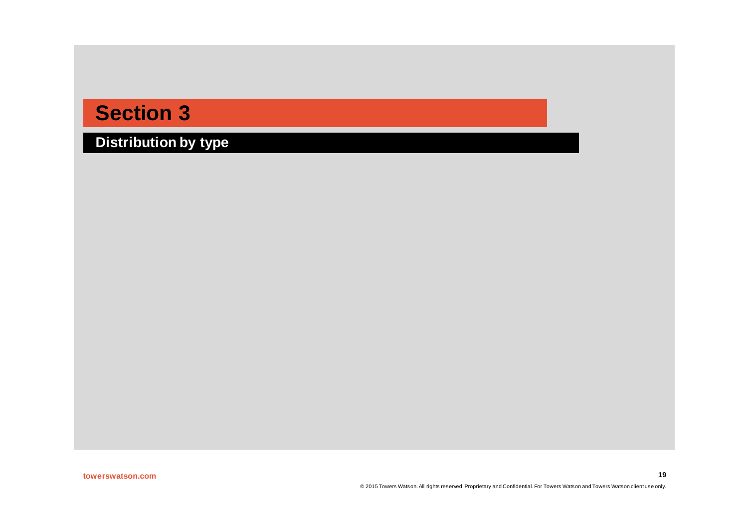# Section 3

## Distribution by type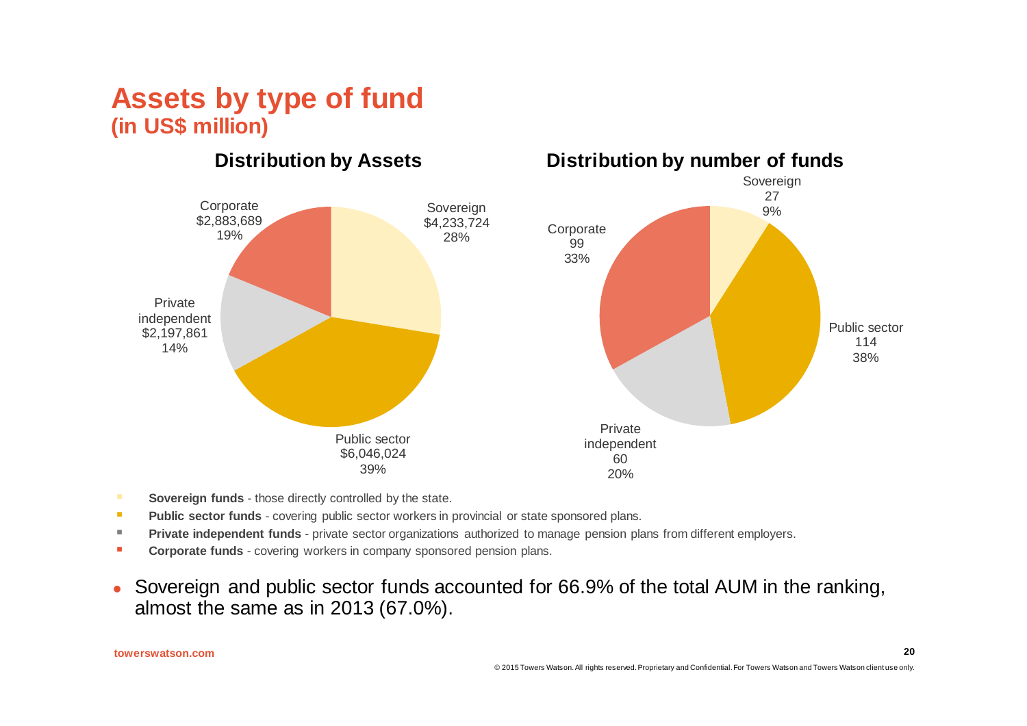# Assets by type of fund
**(in US$ million)**

### Distribution by Assets

| Type | Assets | % |
|---|---|---|
| Sovereign | $4,233,724 | 28% |
| Public sector | $6,046,024 | 39% |
| Private independent | $2,197,861 | 14% |
| Corporate | $2,883,689 | 19% |

### Distribution by number of funds

| Type | Number | % |
|---|---|---|
| Sovereign | 27 | 9% |
| Public sector | 114 | 38% |
| Private independent | 60 | 20% |
| Corporate | 99 | 33% |

- **Sovereign funds** - those directly controlled by the state.
- **Public sector funds** - covering public sector workers in provincial or state sponsored plans.
- **Private independent funds** - private sector organizations authorized to manage pension plans from different employers.
- **Corporate funds** - covering workers in company sponsored pension plans.

- Sovereign and public sector funds accounted for 66.9% of the total AUM in the ranking, almost the same as in 2013 (67.0%).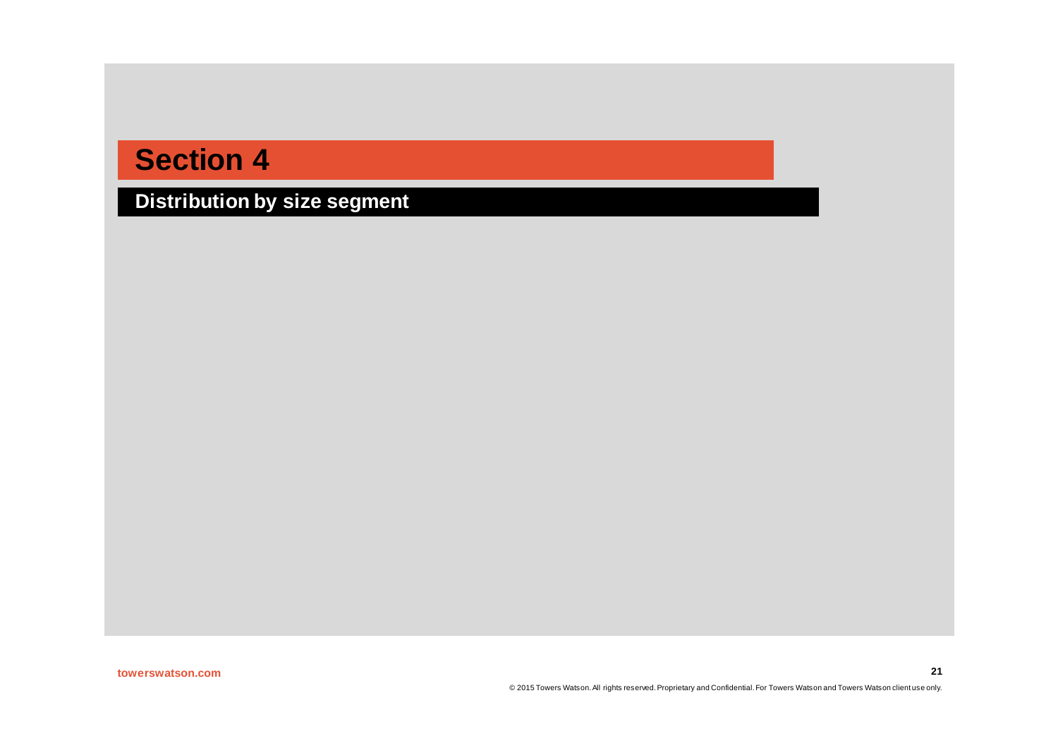# Section 4

## Distribution by size segment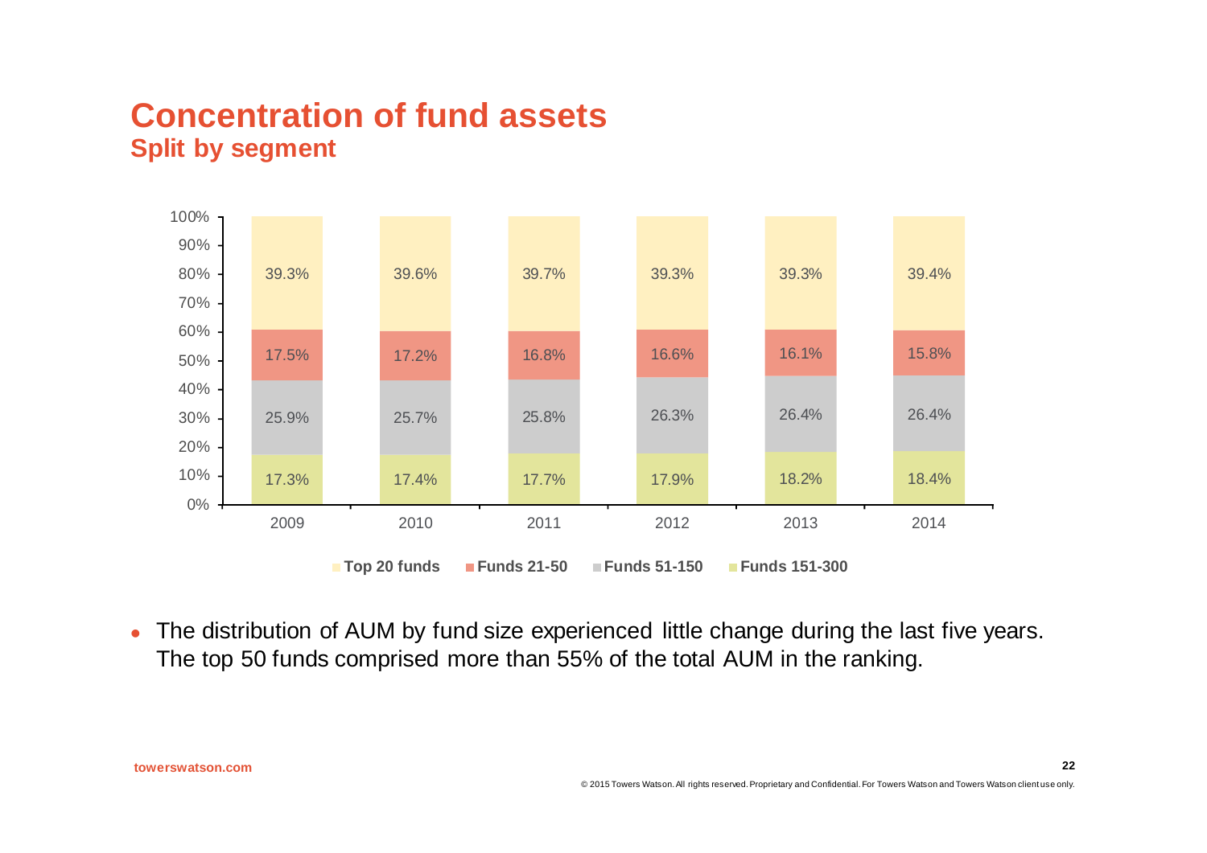# Concentration of fund assets

## Split by segment

| Segment | 2009 | 2010 | 2011 | 2012 | 2013 | 2014 |
|---|---|---|---|---|---|---|
| Top 20 funds | 39.3% | 39.6% | 39.7% | 39.3% | 39.3% | 39.4% |
| Funds 21-50 | 17.5% | 17.2% | 16.8% | 16.6% | 16.1% | 15.8% |
| Funds 51-150 | 25.9% | 25.7% | 25.8% | 26.3% | 26.4% | 26.4% |
| Funds 151-300 | 17.3% | 17.4% | 17.7% | 17.9% | 18.2% | 18.4% |

- The distribution of AUM by fund size experienced little change during the last five years. The top 50 funds comprised more than 55% of the total AUM in the ranking.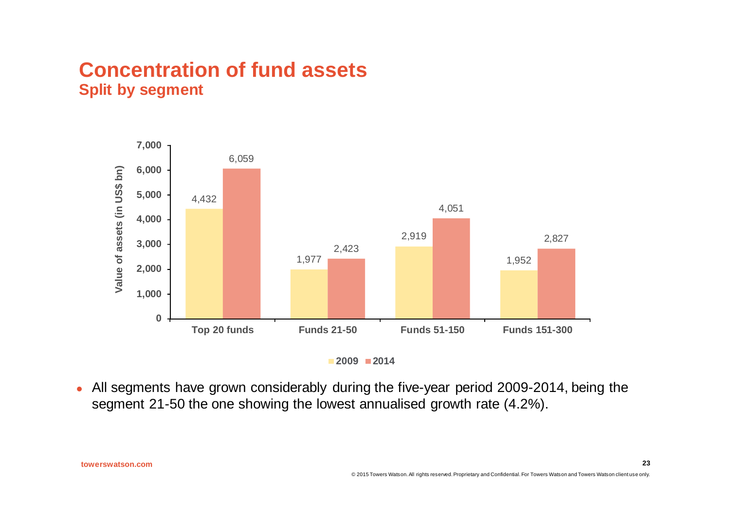# Concentration of fund assets
## Split by segment

| Value of assets (in US$ bn) | 2009 | 2014 |
|---|---|---|
| Top 20 funds | 4,432 | 6,059 |
| Funds 21-50 | 1,977 | 2,423 |
| Funds 51-150 | 2,919 | 4,051 |
| Funds 151-300 | 1,952 | 2,827 |

- All segments have grown considerably during the five-year period 2009-2014, being the segment 21-50 the one showing the lowest annualised growth rate (4.2%).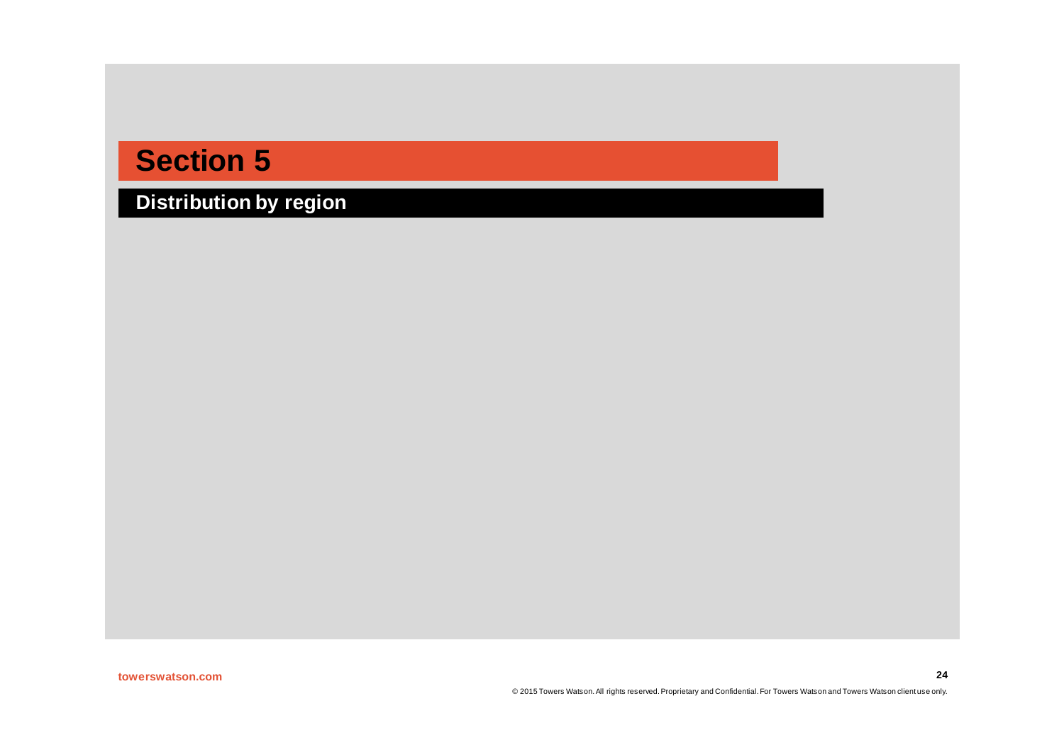# Section 5

## Distribution by region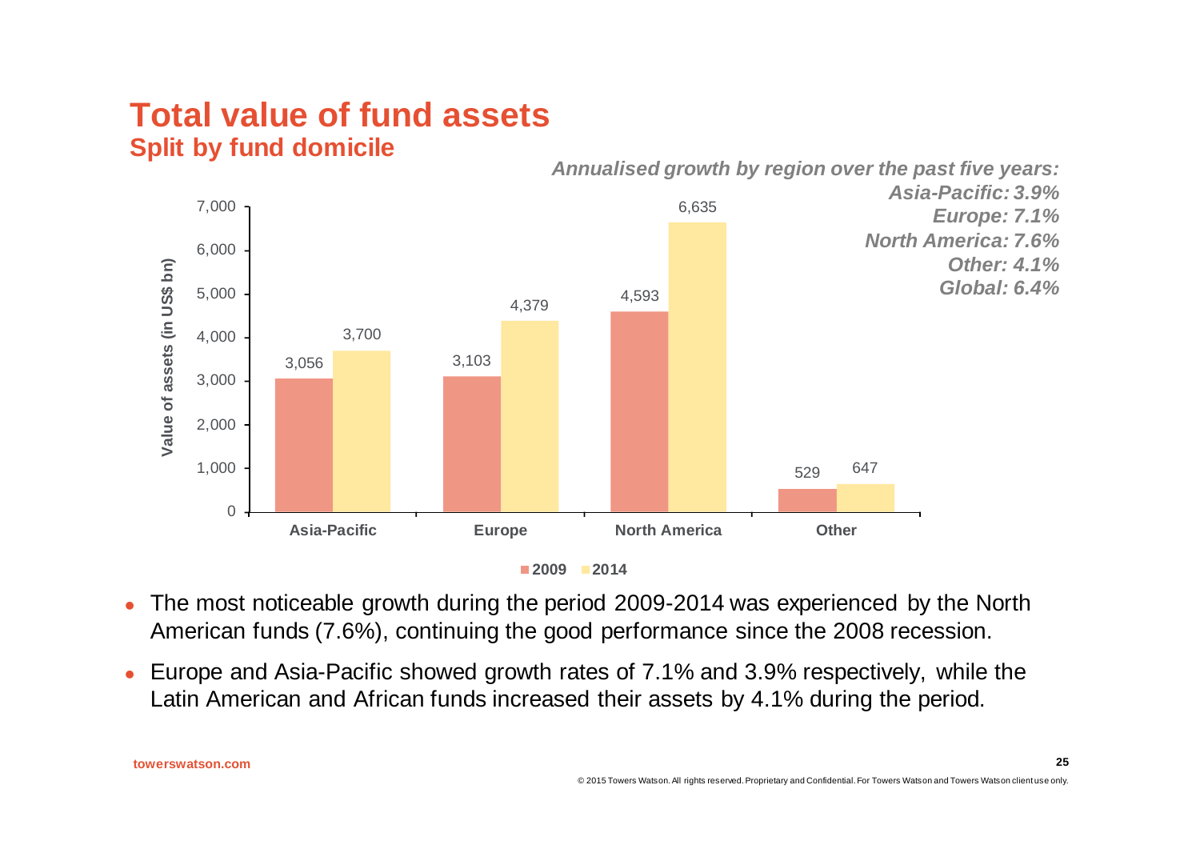# Total value of fund assets

## Split by fund domicile

*Annualised growth by region over the past five years:*
*Asia-Pacific: 3.9%*
*Europe: 7.1%*
*North America: 7.6%*
*Other: 4.1%*
*Global: 6.4%*

Value of assets (in US$ bn)

| | 2009 | 2014 |
|---|---|---|
| Asia-Pacific | 3,056 | 3,700 |
| Europe | 3,103 | 4,379 |
| North America | 4,593 | 6,635 |
| Other | 529 | 647 |

- The most noticeable growth during the period 2009-2014 was experienced by the North American funds (7.6%), continuing the good performance since the 2008 recession.
- Europe and Asia-Pacific showed growth rates of 7.1% and 3.9% respectively, while the Latin American and African funds increased their assets by 4.1% during the period.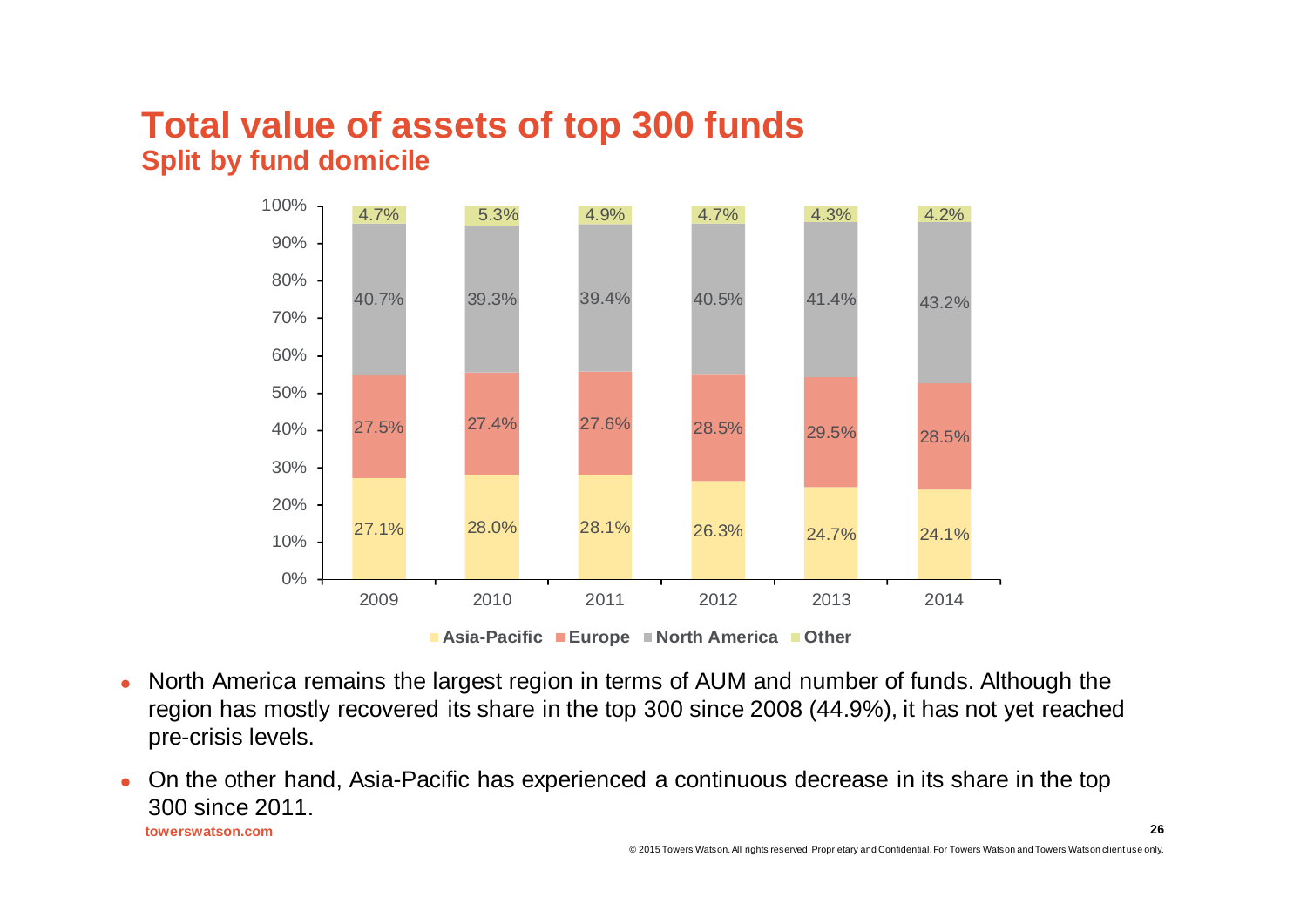# Total value of assets of top 300 funds

## Split by fund domicile

| | 2009 | 2010 | 2011 | 2012 | 2013 | 2014 |
|---|---|---|---|---|---|---|
| Other | 4.7% | 5.3% | 4.9% | 4.7% | 4.3% | 4.2% |
| North America | 40.7% | 39.3% | 39.4% | 40.5% | 41.4% | 43.2% |
| Europe | 27.5% | 27.4% | 27.6% | 28.5% | 29.5% | 28.5% |
| Asia-Pacific | 27.1% | 28.0% | 28.1% | 26.3% | 24.7% | 24.1% |

- North America remains the largest region in terms of AUM and number of funds. Although the region has mostly recovered its share in the top 300 since 2008 (44.9%), it has not yet reached pre-crisis levels.
- On the other hand, Asia-Pacific has experienced a continuous decrease in its share in the top 300 since 2011.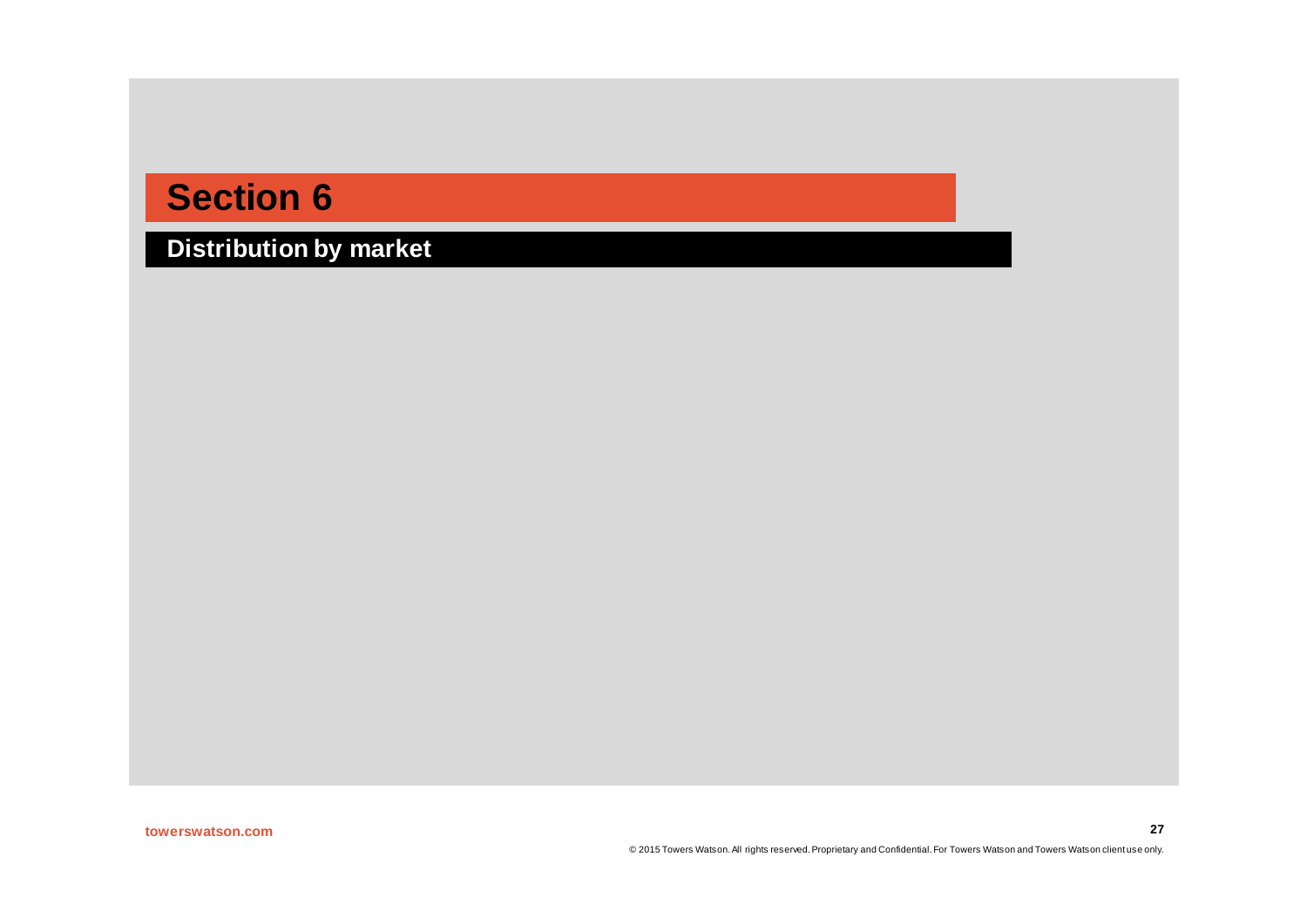# Section 6

## Distribution by market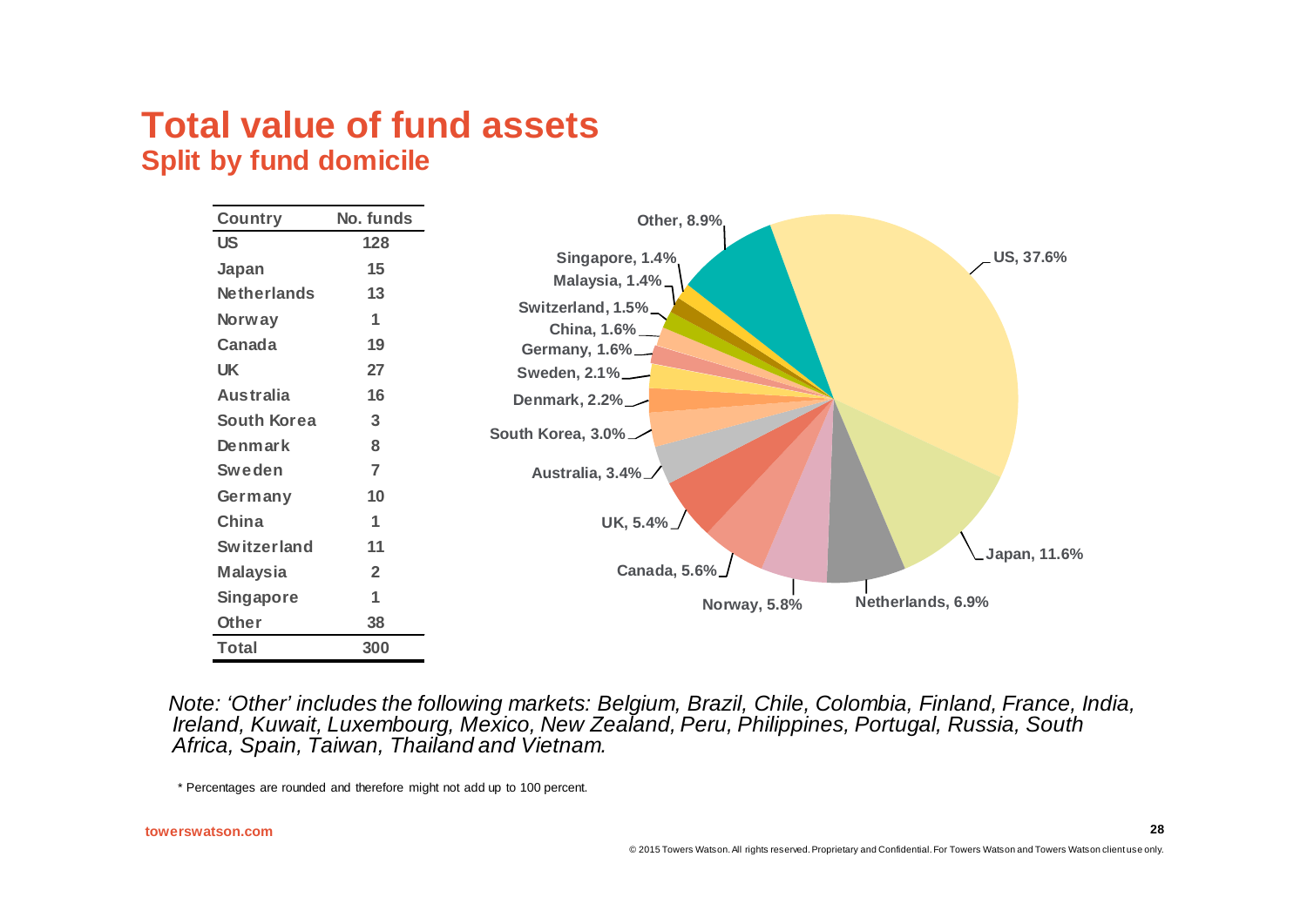# Total value of fund assets

## Split by fund domicile

| Country | No. funds |
|---|---|
| US | 128 |
| Japan | 15 |
| Netherlands | 13 |
| Norway | 1 |
| Canada | 19 |
| UK | 27 |
| Australia | 16 |
| South Korea | 3 |
| Denmark | 8 |
| Sweden | 7 |
| Germany | 10 |
| China | 1 |
| Switzerland | 11 |
| Malaysia | 2 |
| Singapore | 1 |
| Other | 38 |
| Total | 300 |

US, 37.6%; Japan, 11.6%; Netherlands, 6.9%; Norway, 5.8%; Canada, 5.6%; UK, 5.4%; Australia, 3.4%; South Korea, 3.0%; Denmark, 2.2%; Sweden, 2.1%; Germany, 1.6%; China, 1.6%; Switzerland, 1.5%; Malaysia, 1.4%; Singapore, 1.4%; Other, 8.9%

*Note: 'Other' includes the following markets: Belgium, Brazil, Chile, Colombia, Finland, France, India, Ireland, Kuwait, Luxembourg, Mexico, New Zealand, Peru, Philippines, Portugal, Russia, South Africa, Spain, Taiwan, Thailand and Vietnam.*

* Percentages are rounded and therefore might not add up to 100 percent.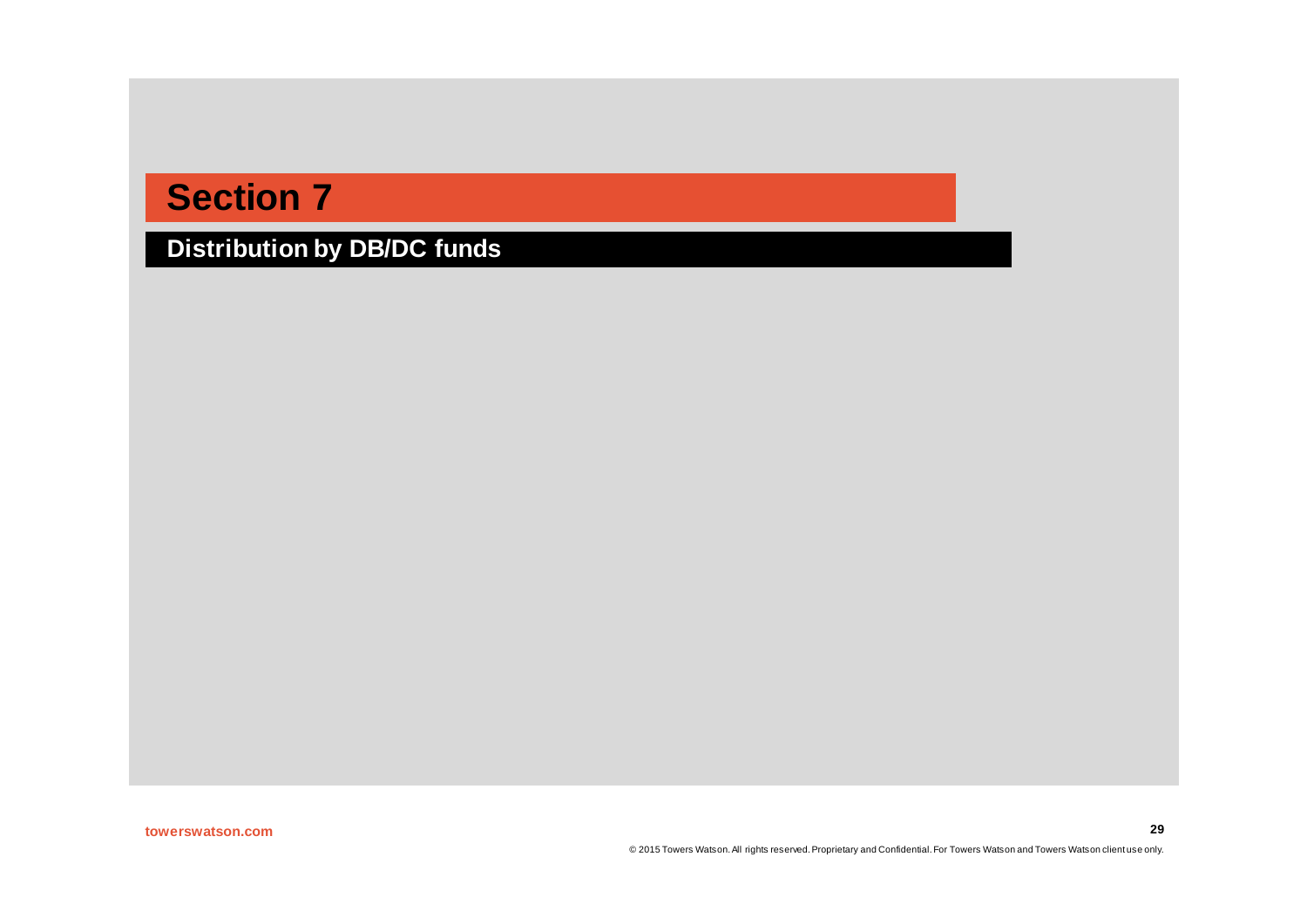# Section 7

## Distribution by DB/DC funds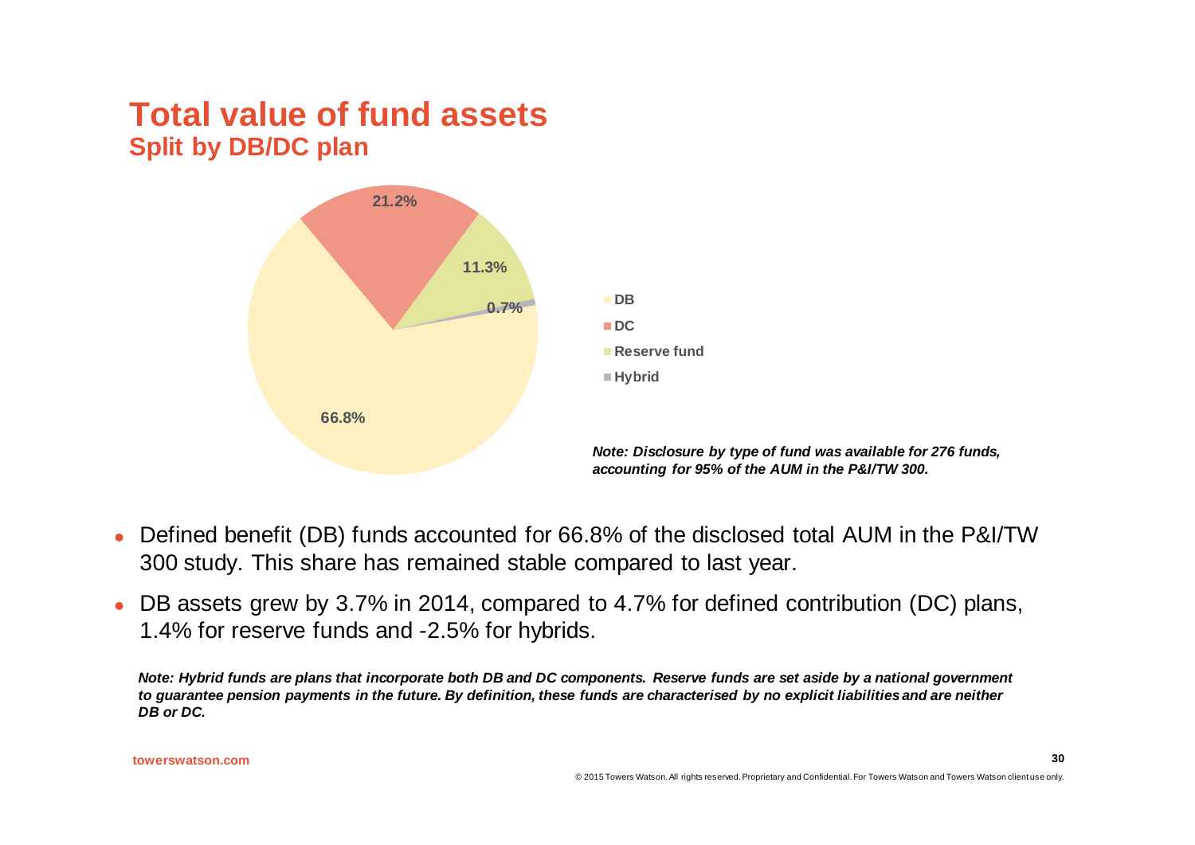# Total value of fund assets

## Split by DB/DC plan

| Type | Share |
| --- | --- |
| DB | 66.8% |
| DC | 21.2% |
| Reserve fund | 11.3% |
| Hybrid | 0.7% |

***Note: Disclosure by type of fund was available for 276 funds, accounting for 95% of the AUM in the P&I/TW 300.***

- Defined benefit (DB) funds accounted for 66.8% of the disclosed total AUM in the P&I/TW 300 study. This share has remained stable compared to last year.
- DB assets grew by 3.7% in 2014, compared to 4.7% for defined contribution (DC) plans, 1.4% for reserve funds and -2.5% for hybrids.

***Note: Hybrid funds are plans that incorporate both DB and DC components. Reserve funds are set aside by a national government to guarantee pension payments in the future. By definition, these funds are characterised by no explicit liabilities and are neither DB or DC.***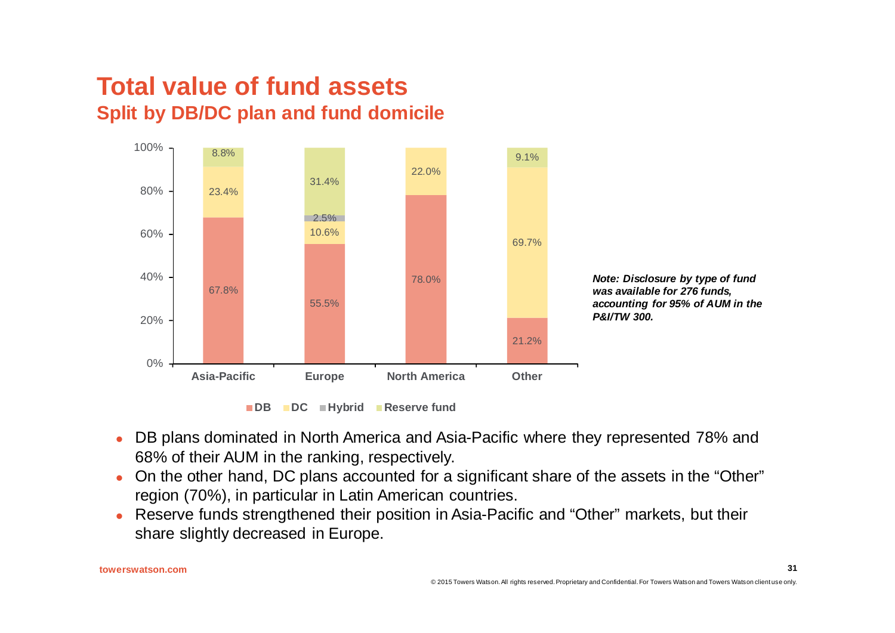# Total value of fund assets

## Split by DB/DC plan and fund domicile

| | Asia-Pacific | Europe | North America | Other |
|---|---|---|---|---|
| DB | 67.8% | 55.5% | 78.0% | 21.2% |
| DC | 23.4% | 10.6% | 22.0% | 69.7% |
| Hybrid | | 2.5% | | |
| Reserve fund | 8.8% | 31.4% | | 9.1% |

***Note: Disclosure by type of fund was available for 276 funds, accounting for 95% of AUM in the P&I/TW 300.***

- DB plans dominated in North America and Asia-Pacific where they represented 78% and 68% of their AUM in the ranking, respectively.
- On the other hand, DC plans accounted for a significant share of the assets in the "Other" region (70%), in particular in Latin American countries.
- Reserve funds strengthened their position in Asia-Pacific and "Other" markets, but their share slightly decreased in Europe.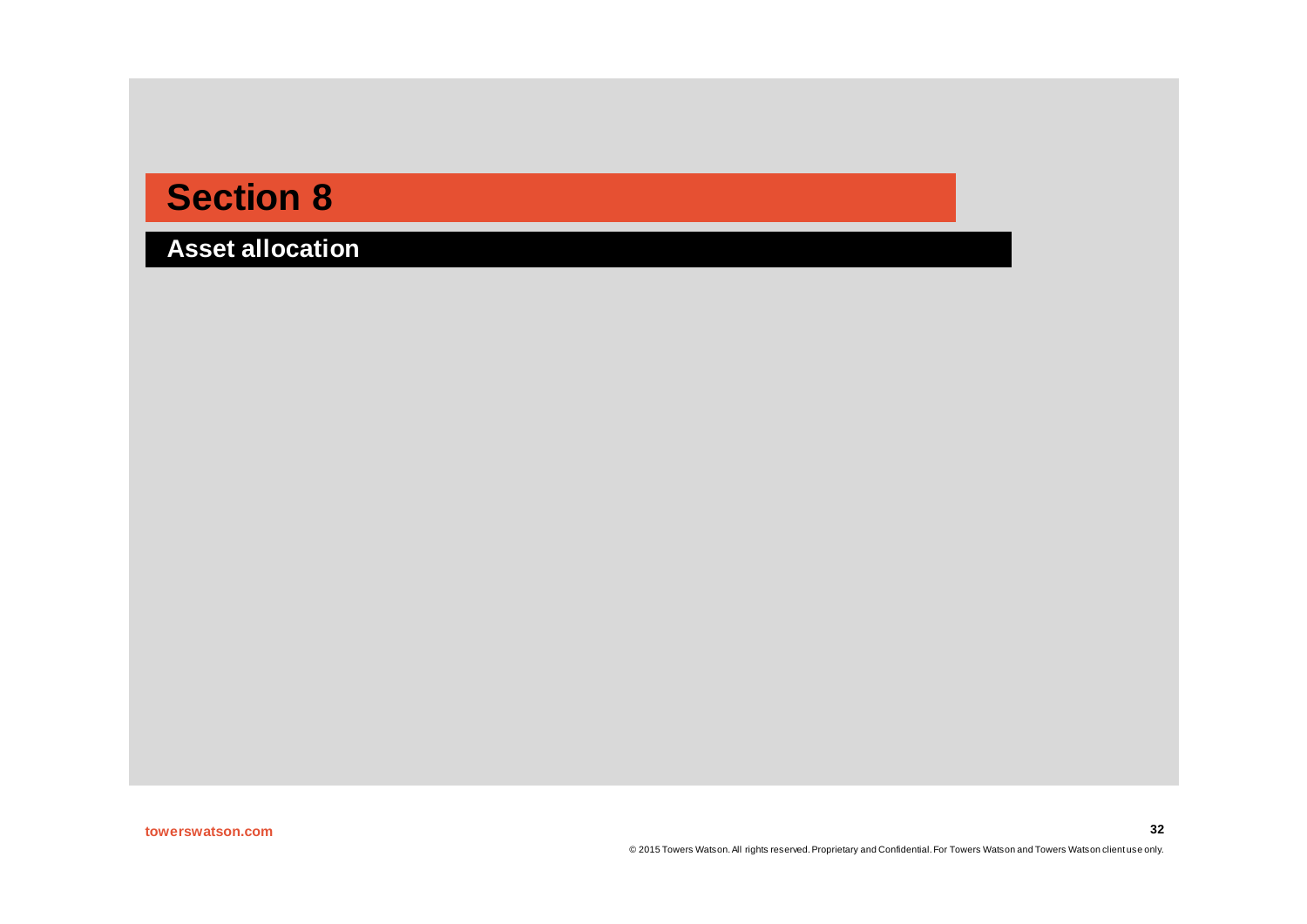# Section 8

## Asset allocation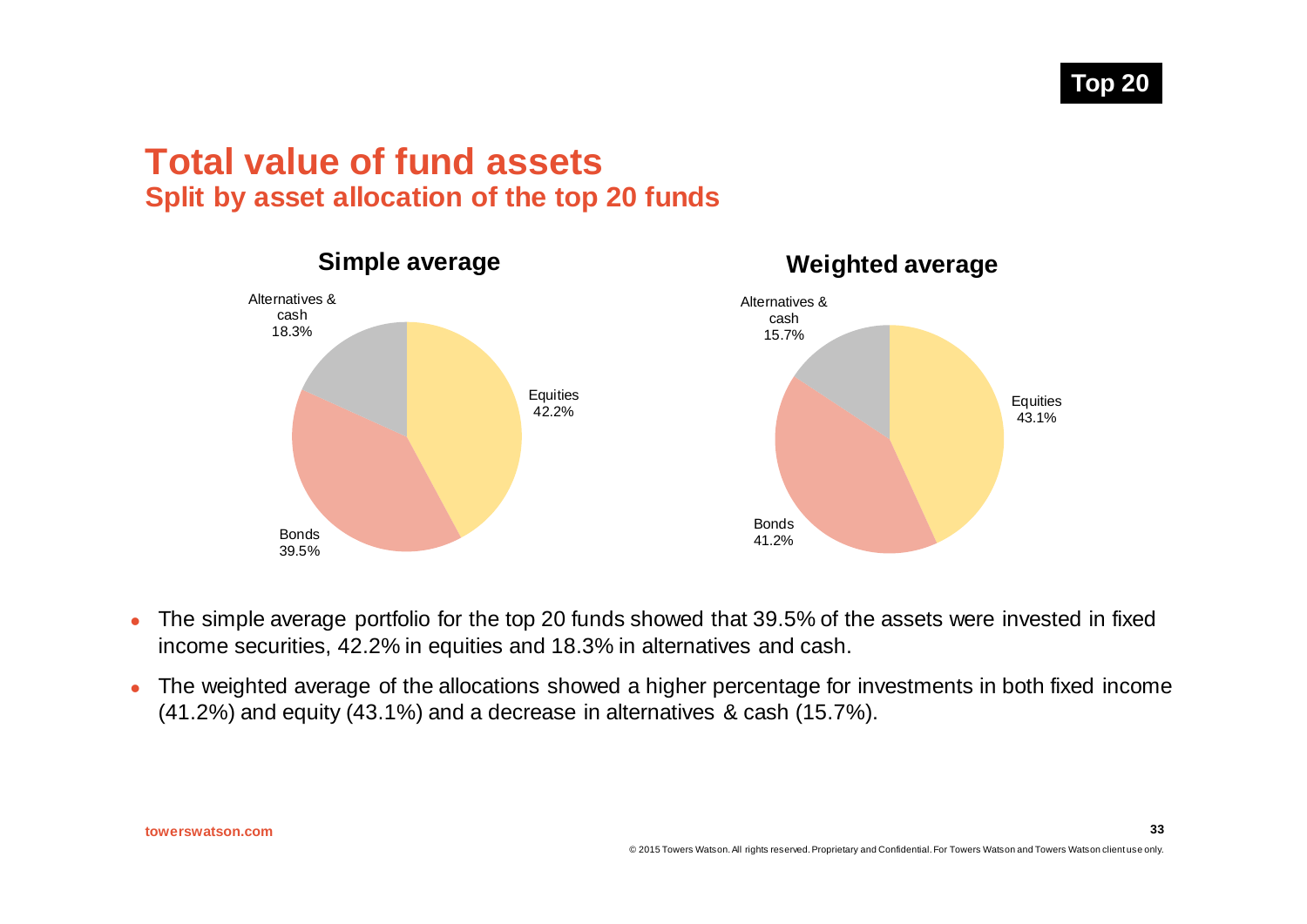Top 20

# Total value of fund assets

## Split by asset allocation of the top 20 funds

**Simple average**

| Asset class | Allocation |
|---|---|
| Equities | 42.2% |
| Bonds | 39.5% |
| Alternatives & cash | 18.3% |

**Weighted average**

| Asset class | Allocation |
|---|---|
| Equities | 43.1% |
| Bonds | 41.2% |
| Alternatives & cash | 15.7% |

- The simple average portfolio for the top 20 funds showed that 39.5% of the assets were invested in fixed income securities, 42.2% in equities and 18.3% in alternatives and cash.
- The weighted average of the allocations showed a higher percentage for investments in both fixed income (41.2%) and equity (43.1%) and a decrease in alternatives & cash (15.7%).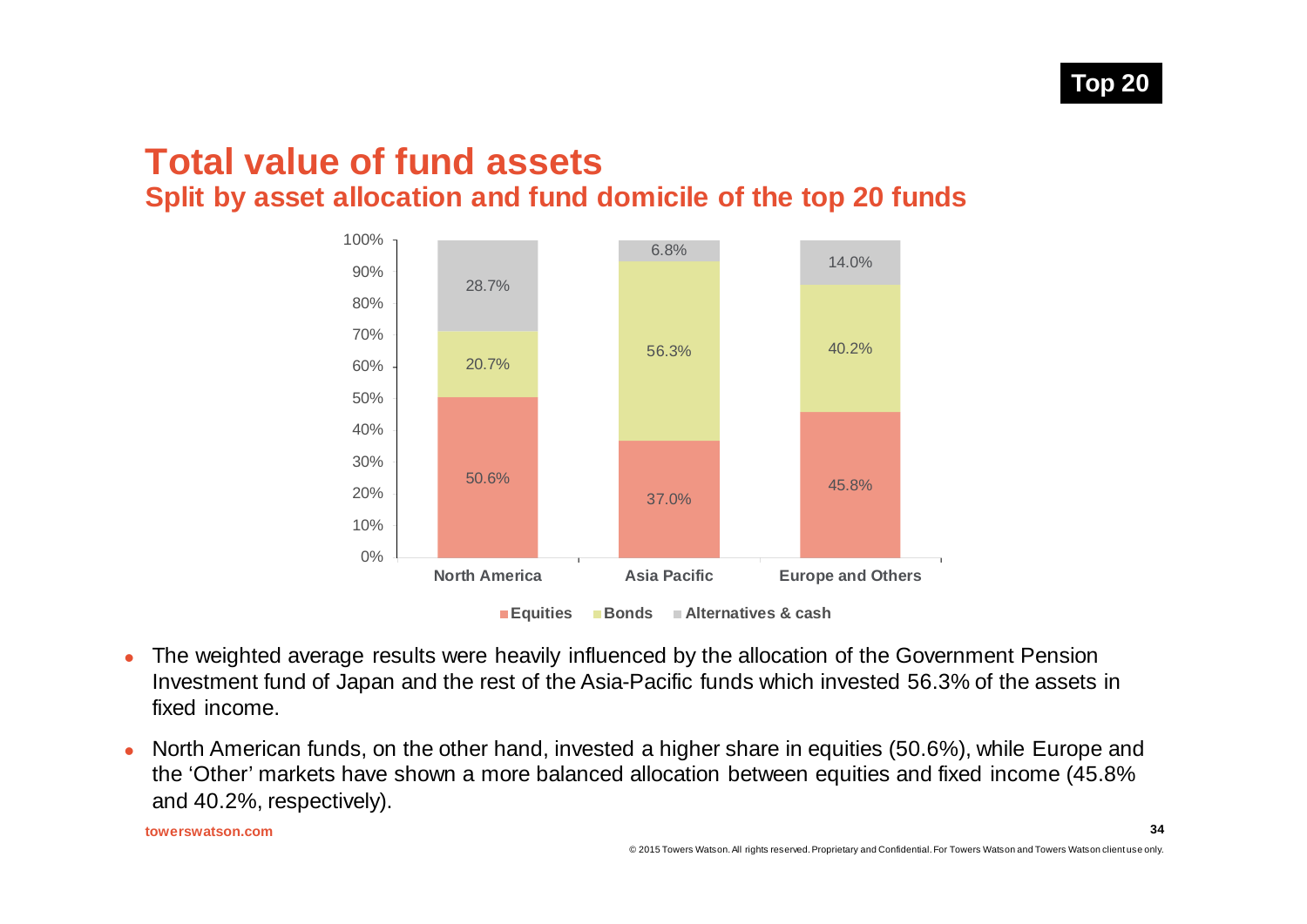Top 20

# Total value of fund assets

## Split by asset allocation and fund domicile of the top 20 funds

| | North America | Asia Pacific | Europe and Others |
|---|---|---|---|
| Equities | 50.6% | 37.0% | 45.8% |
| Bonds | 20.7% | 56.3% | 40.2% |
| Alternatives & cash | 28.7% | 6.8% | 14.0% |

- The weighted average results were heavily influenced by the allocation of the Government Pension Investment fund of Japan and the rest of the Asia-Pacific funds which invested 56.3% of the assets in fixed income.
- North American funds, on the other hand, invested a higher share in equities (50.6%), while Europe and the 'Other' markets have shown a more balanced allocation between equities and fixed income (45.8% and 40.2%, respectively).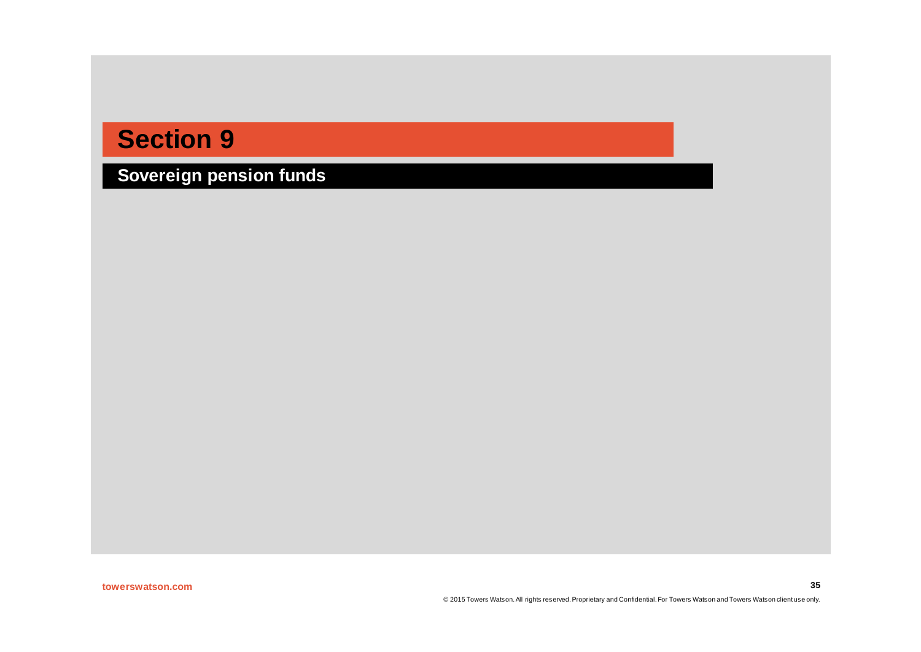# Section 9

## Sovereign pension funds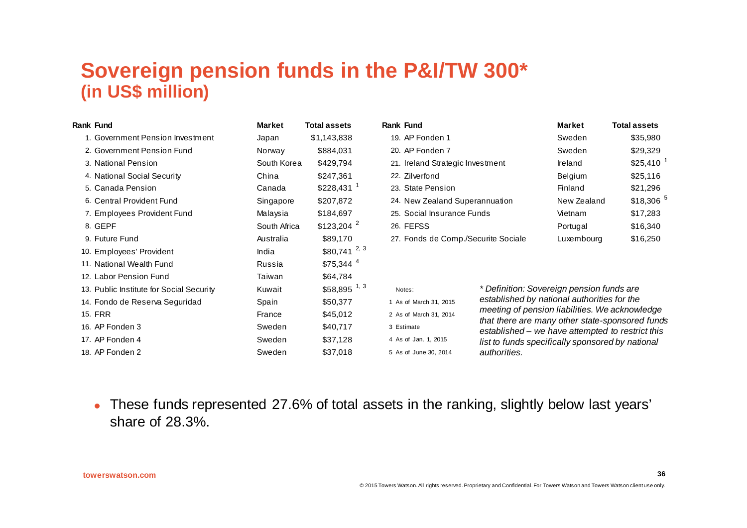# Sovereign pension funds in the P&I/TW 300*
## (in US$ million)

| Rank | Fund | Market | Total assets |
|---|---|---|---|
| 1. | Government Pension Investment | Japan | $1,143,838 |
| 2. | Government Pension Fund | Norway | $884,031 |
| 3. | National Pension | South Korea | $429,794 |
| 4. | National Social Security | China | $247,361 |
| 5. | Canada Pension | Canada | $228,431 [1] |
| 6. | Central Provident Fund | Singapore | $207,872 |
| 7. | Employees Provident Fund | Malaysia | $184,697 |
| 8. | GEPF | South Africa | $123,204 [2] |
| 9. | Future Fund | Australia | $89,170 |
| 10. | Employees' Provident | India | $80,741 [2,3] |
| 11. | National Wealth Fund | Russia | $75,344 [4] |
| 12. | Labor Pension Fund | Taiwan | $64,784 |
| 13. | Public Institute for Social Security | Kuwait | $58,895 [1,3] |
| 14. | Fondo de Reserva Seguridad | Spain | $50,377 |
| 15. | FRR | France | $45,012 |
| 16. | AP Fonden 3 | Sweden | $40,717 |
| 17. | AP Fonden 4 | Sweden | $37,128 |
| 18. | AP Fonden 2 | Sweden | $37,018 |
| 19. | AP Fonden 1 | Sweden | $35,980 |
| 20. | AP Fonden 7 | Sweden | $29,329 |
| 21. | Ireland Strategic Investment | Ireland | $25,410 [1] |
| 22. | Zilverfond | Belgium | $25,116 |
| 23. | State Pension | Finland | $21,296 |
| 24. | New Zealand Superannuation | New Zealand | $18,306 [5] |
| 25. | Social Insurance Funds | Vietnam | $17,283 |
| 26. | FEFSS | Portugal | $16,340 |
| 27. | Fonds de Comp./Securite Sociale | Luxembourg | $16,250 |

Notes:

1 As of March 31, 2015
2 As of March 31, 2014
3 Estimate
4 As of Jan. 1, 2015
5 As of June 30, 2014

*\* Definition: Sovereign pension funds are established by national authorities for the meeting of pension liabilities. We acknowledge that there are many other state-sponsored funds established – we have attempted to restrict this list to funds specifically sponsored by national authorities.*

- These funds represented 27.6% of total assets in the ranking, slightly below last years' share of 28.3%.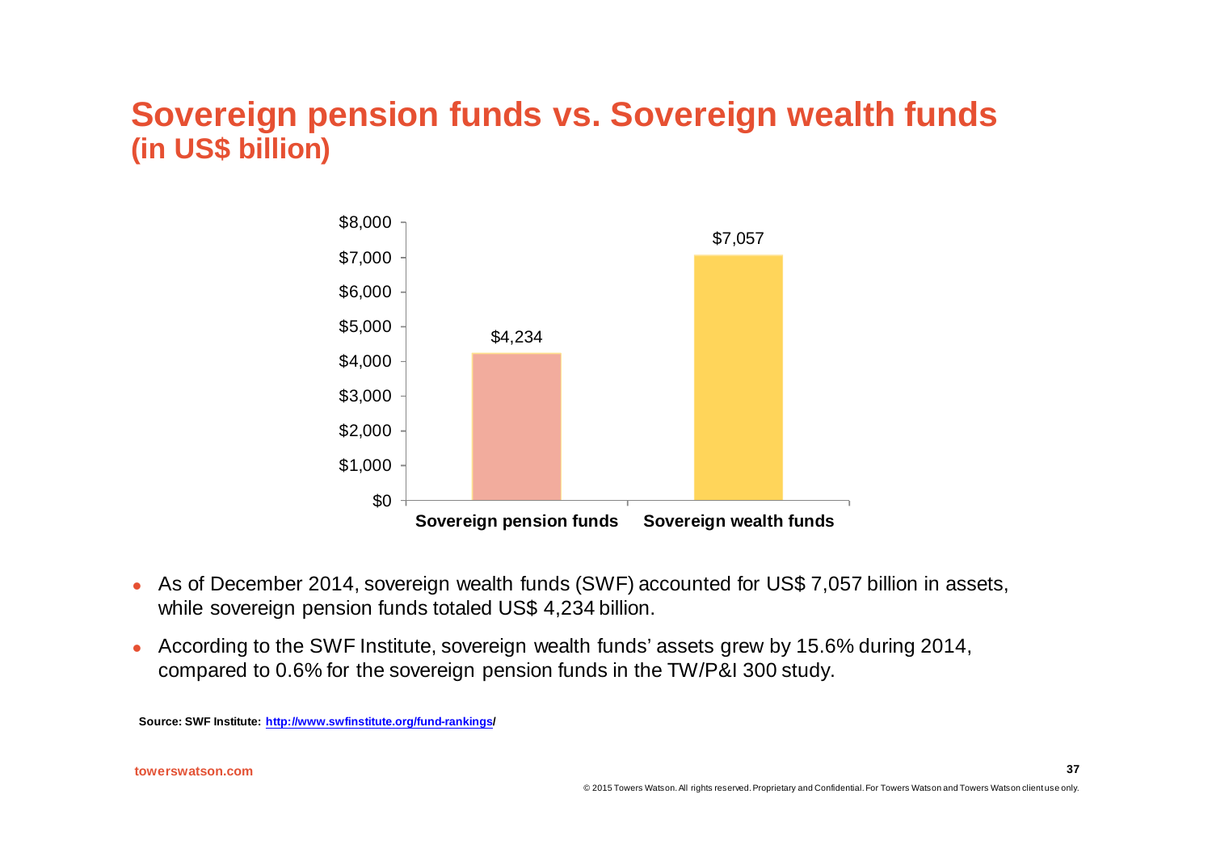# Sovereign pension funds vs. Sovereign wealth funds
## (in US$ billion)

| | Sovereign pension funds | Sovereign wealth funds |
|---|---|---|
| US$ billion | $4,234 | $7,057 |

- As of December 2014, sovereign wealth funds (SWF) accounted for US$ 7,057 billion in assets, while sovereign pension funds totaled US$ 4,234 billion.
- According to the SWF Institute, sovereign wealth funds' assets grew by 15.6% during 2014, compared to 0.6% for the sovereign pension funds in the TW/P&I 300 study.

**Source: SWF Institute: [http://www.swfinstitute.org/fund-rankings/](http://www.swfinstitute.org/fund-rankings/)**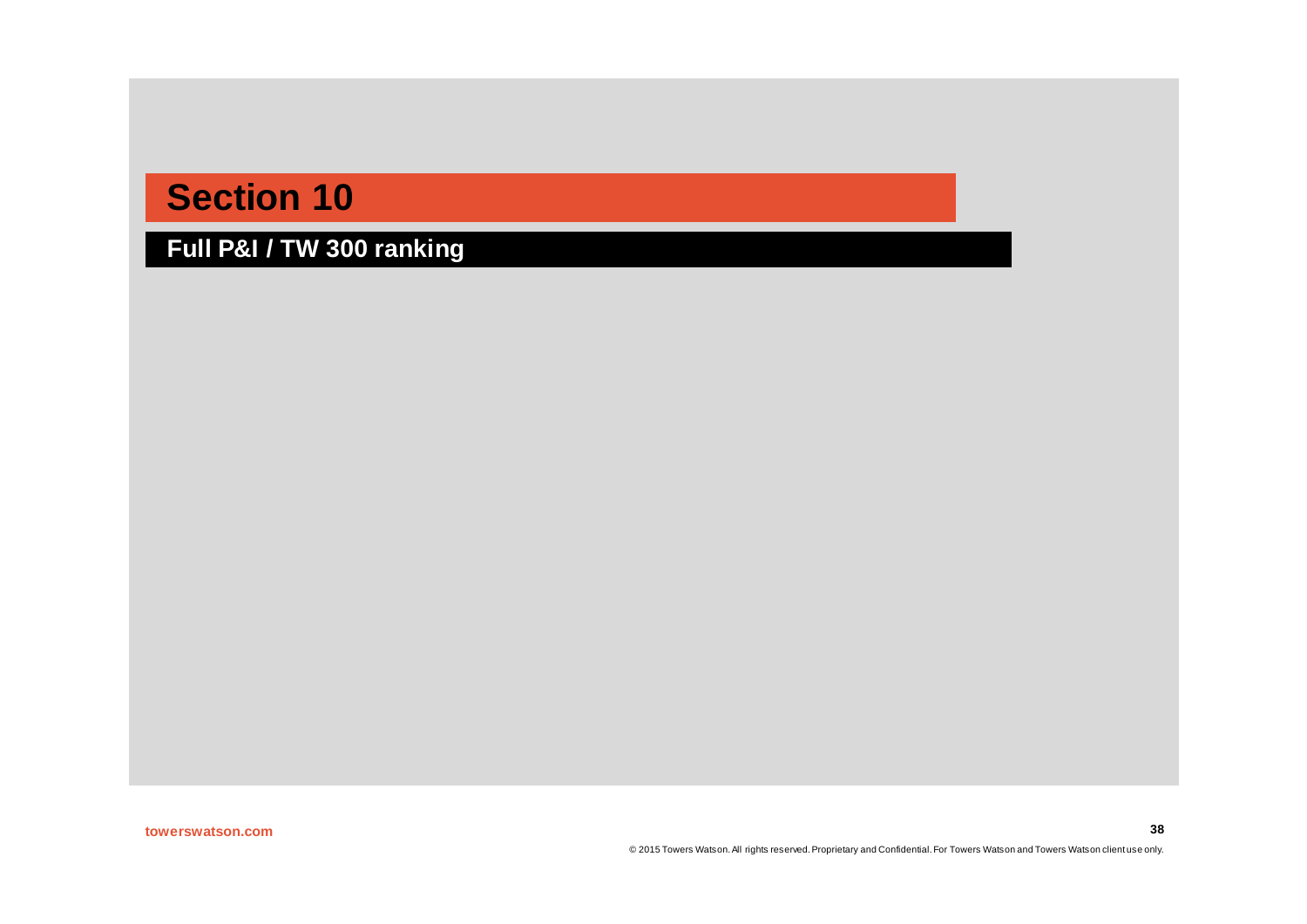# Section 10

## Full P&I / TW 300 ranking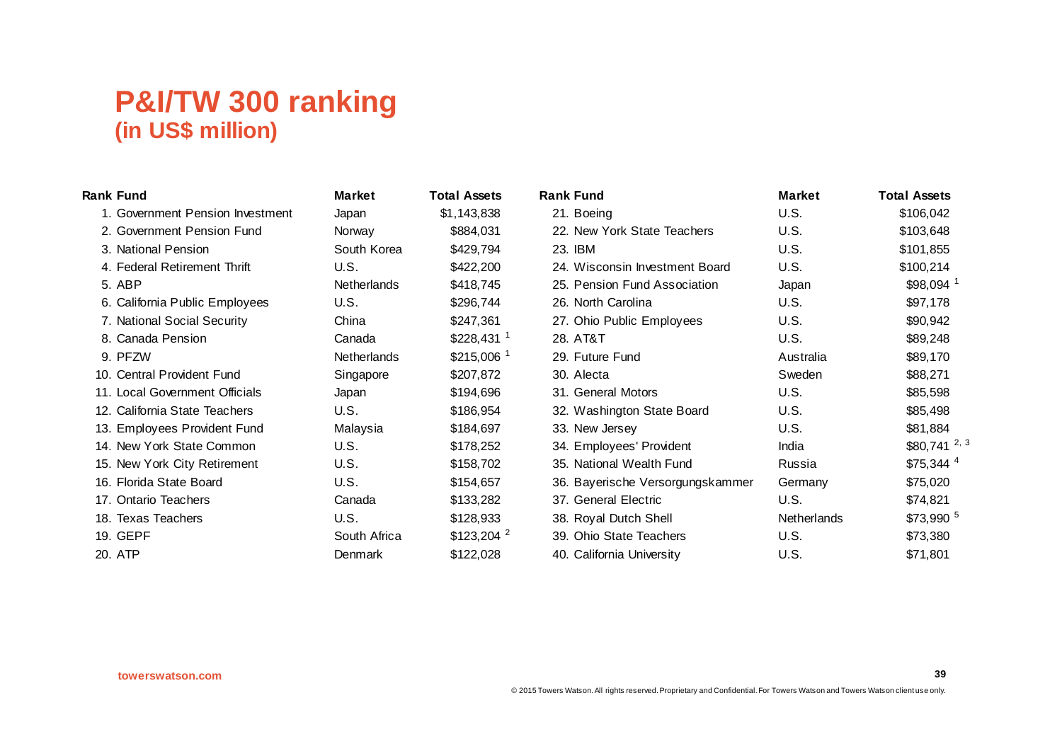# P&I/TW 300 ranking
## (in US$ million)

| Rank | Fund | Market | Total Assets |
|---|---|---|---|
| 1. | Government Pension Investment | Japan | $1,143,838 |
| 2. | Government Pension Fund | Norway | $884,031 |
| 3. | National Pension | South Korea | $429,794 |
| 4. | Federal Retirement Thrift | U.S. | $422,200 |
| 5. | ABP | Netherlands | $418,745 |
| 6. | California Public Employees | U.S. | $296,744 |
| 7. | National Social Security | China | $247,361 |
| 8. | Canada Pension | Canada | $228,431 [1] |
| 9. | PFZW | Netherlands | $215,006 [1] |
| 10. | Central Provident Fund | Singapore | $207,872 |
| 11. | Local Government Officials | Japan | $194,696 |
| 12. | California State Teachers | U.S. | $186,954 |
| 13. | Employees Provident Fund | Malaysia | $184,697 |
| 14. | New York State Common | U.S. | $178,252 |
| 15. | New York City Retirement | U.S. | $158,702 |
| 16. | Florida State Board | U.S. | $154,657 |
| 17. | Ontario Teachers | Canada | $133,282 |
| 18. | Texas Teachers | U.S. | $128,933 |
| 19. | GEPF | South Africa | $123,204 [2] |
| 20. | ATP | Denmark | $122,028 |
| 21. | Boeing | U.S. | $106,042 |
| 22. | New York State Teachers | U.S. | $103,648 |
| 23. | IBM | U.S. | $101,855 |
| 24. | Wisconsin Investment Board | U.S. | $100,214 |
| 25. | Pension Fund Association | Japan | $98,094 [1] |
| 26. | North Carolina | U.S. | $97,178 |
| 27. | Ohio Public Employees | U.S. | $90,942 |
| 28. | AT&T | U.S. | $89,248 |
| 29. | Future Fund | Australia | $89,170 |
| 30. | Alecta | Sweden | $88,271 |
| 31. | General Motors | U.S. | $85,598 |
| 32. | Washington State Board | U.S. | $85,498 |
| 33. | New Jersey | U.S. | $81,884 |
| 34. | Employees' Provident | India | $80,741 [2, 3] |
| 35. | National Wealth Fund | Russia | $75,344 [4] |
| 36. | Bayerische Versorgungskammer | Germany | $75,020 |
| 37. | General Electric | U.S. | $74,821 |
| 38. | Royal Dutch Shell | Netherlands | $73,990 [5] |
| 39. | Ohio State Teachers | U.S. | $73,380 |
| 40. | California University | U.S. | $71,801 |

towerswatson.com

© 2015 Towers Watson. All rights reserved. Proprietary and Confidential. For Towers Watson and Towers Watson client use only.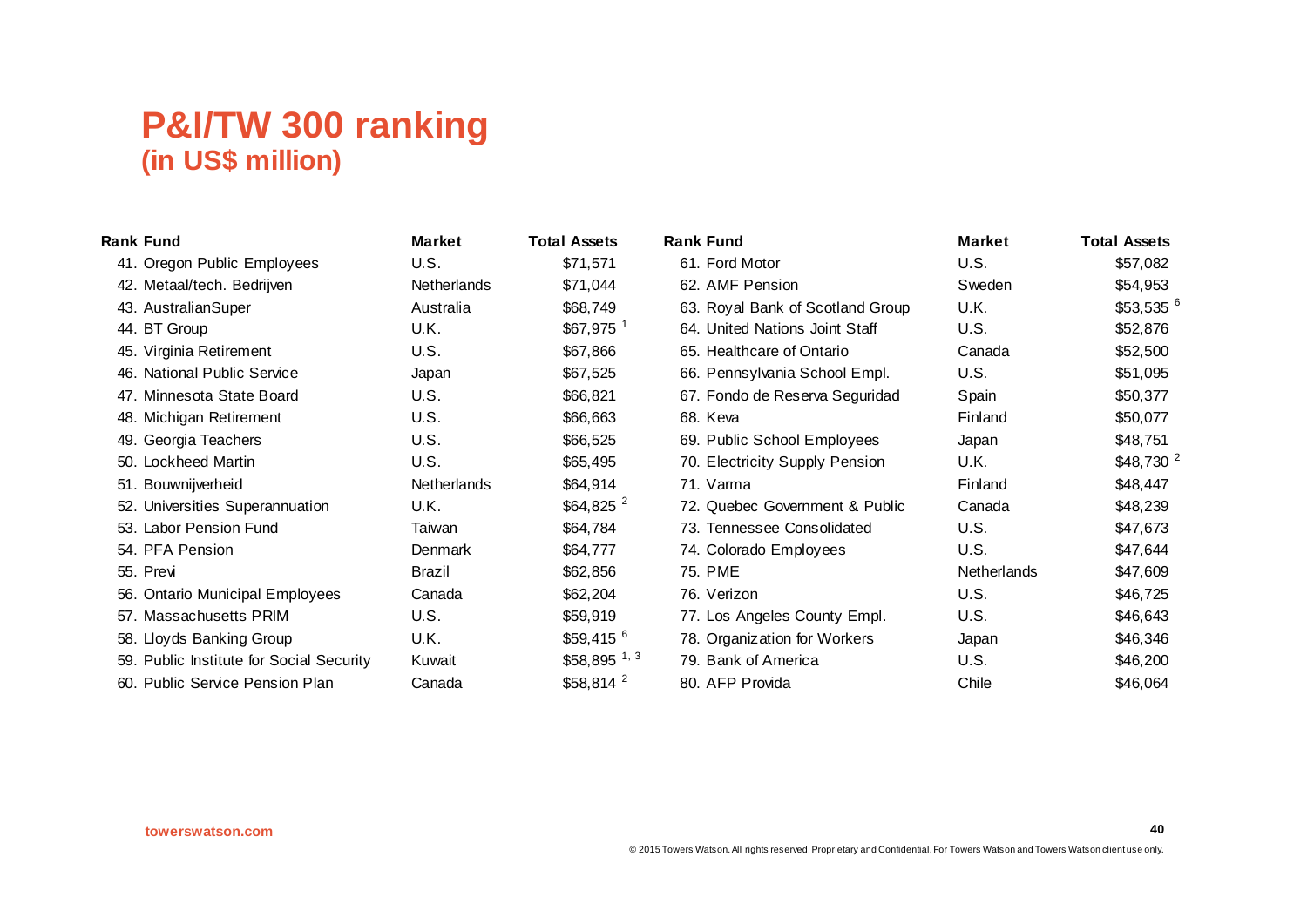# P&I/TW 300 ranking
## (in US$ million)

| Rank | Fund | Market | Total Assets |
|---|---|---|---|
| 41. | Oregon Public Employees | U.S. | $71,571 |
| 42. | Metaal/tech. Bedrijven | Netherlands | $71,044 |
| 43. | AustralianSuper | Australia | $68,749 |
| 44. | BT Group | U.K. | $67,975 [1] |
| 45. | Virginia Retirement | U.S. | $67,866 |
| 46. | National Public Service | Japan | $67,525 |
| 47. | Minnesota State Board | U.S. | $66,821 |
| 48. | Michigan Retirement | U.S. | $66,663 |
| 49. | Georgia Teachers | U.S. | $66,525 |
| 50. | Lockheed Martin | U.S. | $65,495 |
| 51. | Bouwnijverheid | Netherlands | $64,914 |
| 52. | Universities Superannuation | U.K. | $64,825 [2] |
| 53. | Labor Pension Fund | Taiwan | $64,784 |
| 54. | PFA Pension | Denmark | $64,777 |
| 55. | Previ | Brazil | $62,856 |
| 56. | Ontario Municipal Employees | Canada | $62,204 |
| 57. | Massachusetts PRIM | U.S. | $59,919 |
| 58. | Lloyds Banking Group | U.K. | $59,415 [6] |
| 59. | Public Institute for Social Security | Kuwait | $58,895 [1, 3] |
| 60. | Public Service Pension Plan | Canada | $58,814 [2] |
| 61. | Ford Motor | U.S. | $57,082 |
| 62. | AMF Pension | Sweden | $54,953 |
| 63. | Royal Bank of Scotland Group | U.K. | $53,535 [6] |
| 64. | United Nations Joint Staff | U.S. | $52,876 |
| 65. | Healthcare of Ontario | Canada | $52,500 |
| 66. | Pennsylvania School Empl. | U.S. | $51,095 |
| 67. | Fondo de Reserva Seguridad | Spain | $50,377 |
| 68. | Keva | Finland | $50,077 |
| 69. | Public School Employees | Japan | $48,751 |
| 70. | Electricity Supply Pension | U.K. | $48,730 [2] |
| 71. | Varma | Finland | $48,447 |
| 72. | Quebec Government & Public | Canada | $48,239 |
| 73. | Tennessee Consolidated | U.S. | $47,673 |
| 74. | Colorado Employees | U.S. | $47,644 |
| 75. | PME | Netherlands | $47,609 |
| 76. | Verizon | U.S. | $46,725 |
| 77. | Los Angeles County Empl. | U.S. | $46,643 |
| 78. | Organization for Workers | Japan | $46,346 |
| 79. | Bank of America | U.S. | $46,200 |
| 80. | AFP Provida | Chile | $46,064 |

towerswatson.com

© 2015 Towers Watson. All rights reserved. Proprietary and Confidential. For Towers Watson and Towers Watson client use only.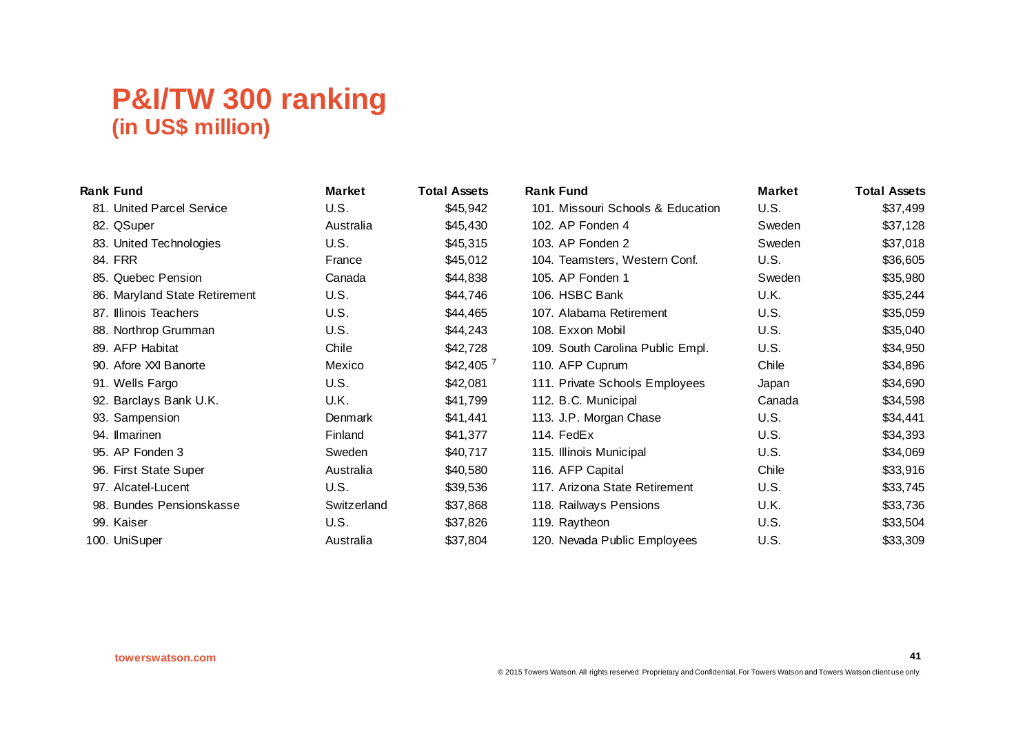# P&I/TW 300 ranking
## (in US$ million)

| Rank | Fund | Market | Total Assets |
|---|---|---|---|
| 81. | United Parcel Service | U.S. | $45,942 |
| 82. | QSuper | Australia | $45,430 |
| 83. | United Technologies | U.S. | $45,315 |
| 84. | FRR | France | $45,012 |
| 85. | Quebec Pension | Canada | $44,838 |
| 86. | Maryland State Retirement | U.S. | $44,746 |
| 87. | Illinois Teachers | U.S. | $44,465 |
| 88. | Northrop Grumman | U.S. | $44,243 |
| 89. | AFP Habitat | Chile | $42,728 |
| 90. | Afore XXI Banorte | Mexico | $42,405 [7] |
| 91. | Wells Fargo | U.S. | $42,081 |
| 92. | Barclays Bank U.K. | U.K. | $41,799 |
| 93. | Sampension | Denmark | $41,441 |
| 94. | Ilmarinen | Finland | $41,377 |
| 95. | AP Fonden 3 | Sweden | $40,717 |
| 96. | First State Super | Australia | $40,580 |
| 97. | Alcatel-Lucent | U.S. | $39,536 |
| 98. | Bundes Pensionskasse | Switzerland | $37,868 |
| 99. | Kaiser | U.S. | $37,826 |
| 100. | UniSuper | Australia | $37,804 |
| 101. | Missouri Schools & Education | U.S. | $37,499 |
| 102. | AP Fonden 4 | Sweden | $37,128 |
| 103. | AP Fonden 2 | Sweden | $37,018 |
| 104. | Teamsters, Western Conf. | U.S. | $36,605 |
| 105. | AP Fonden 1 | Sweden | $35,980 |
| 106. | HSBC Bank | U.K. | $35,244 |
| 107. | Alabama Retirement | U.S. | $35,059 |
| 108. | Exxon Mobil | U.S. | $35,040 |
| 109. | South Carolina Public Empl. | U.S. | $34,950 |
| 110. | AFP Cuprum | Chile | $34,896 |
| 111. | Private Schools Employees | Japan | $34,690 |
| 112. | B.C. Municipal | Canada | $34,598 |
| 113. | J.P. Morgan Chase | U.S. | $34,441 |
| 114. | FedEx | U.S. | $34,393 |
| 115. | Illinois Municipal | U.S. | $34,069 |
| 116. | AFP Capital | Chile | $33,916 |
| 117. | Arizona State Retirement | U.S. | $33,745 |
| 118. | Railways Pensions | U.K. | $33,736 |
| 119. | Raytheon | U.S. | $33,504 |
| 120. | Nevada Public Employees | U.S. | $33,309 |

towerswatson.com

© 2015 Towers Watson. All rights reserved. Proprietary and Confidential. For Towers Watson and Towers Watson client use only.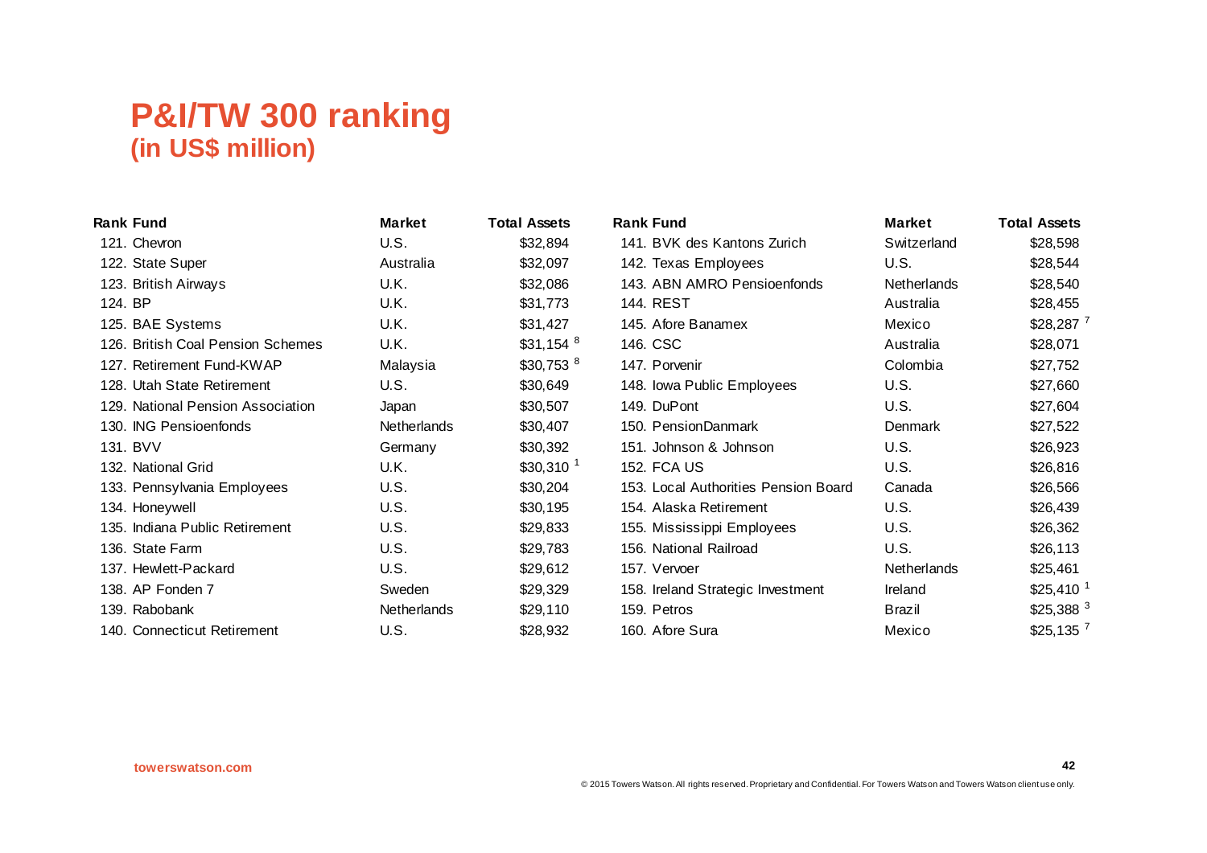## P&I/TW 300 ranking
### (in US$ million)

| Rank | Fund | Market | Total Assets |
|---|---|---|---|
| 121. | Chevron | U.S. | $32,894 |
| 122. | State Super | Australia | $32,097 |
| 123. | British Airways | U.K. | $32,086 |
| 124. | BP | U.K. | $31,773 |
| 125. | BAE Systems | U.K. | $31,427 |
| 126. | British Coal Pension Schemes | U.K. | $31,154 [8] |
| 127. | Retirement Fund-KWAP | Malaysia | $30,753 [8] |
| 128. | Utah State Retirement | U.S. | $30,649 |
| 129. | National Pension Association | Japan | $30,507 |
| 130. | ING Pensioenfonds | Netherlands | $30,407 |
| 131. | BVV | Germany | $30,392 |
| 132. | National Grid | U.K. | $30,310 [1] |
| 133. | Pennsylvania Employees | U.S. | $30,204 |
| 134. | Honeywell | U.S. | $30,195 |
| 135. | Indiana Public Retirement | U.S. | $29,833 |
| 136. | State Farm | U.S. | $29,783 |
| 137. | Hewlett-Packard | U.S. | $29,612 |
| 138. | AP Fonden 7 | Sweden | $29,329 |
| 139. | Rabobank | Netherlands | $29,110 |
| 140. | Connecticut Retirement | U.S. | $28,932 |
| 141. | BVK des Kantons Zurich | Switzerland | $28,598 |
| 142. | Texas Employees | U.S. | $28,544 |
| 143. | ABN AMRO Pensioenfonds | Netherlands | $28,540 |
| 144. | REST | Australia | $28,455 |
| 145. | Afore Banamex | Mexico | $28,287 [7] |
| 146. | CSC | Australia | $28,071 |
| 147. | Porvenir | Colombia | $27,752 |
| 148. | Iowa Public Employees | U.S. | $27,660 |
| 149. | DuPont | U.S. | $27,604 |
| 150. | PensionDanmark | Denmark | $27,522 |
| 151. | Johnson & Johnson | U.S. | $26,923 |
| 152. | FCA US | U.S. | $26,816 |
| 153. | Local Authorities Pension Board | Canada | $26,566 |
| 154. | Alaska Retirement | U.S. | $26,439 |
| 155. | Mississippi Employees | U.S. | $26,362 |
| 156. | National Railroad | U.S. | $26,113 |
| 157. | Vervoer | Netherlands | $25,461 |
| 158. | Ireland Strategic Investment | Ireland | $25,410 [1] |
| 159. | Petros | Brazil | $25,388 [3] |
| 160. | Afore Sura | Mexico | $25,135 [7] |

towerswatson.com

© 2015 Towers Watson. All rights reserved. Proprietary and Confidential. For Towers Watson and Towers Watson client use only.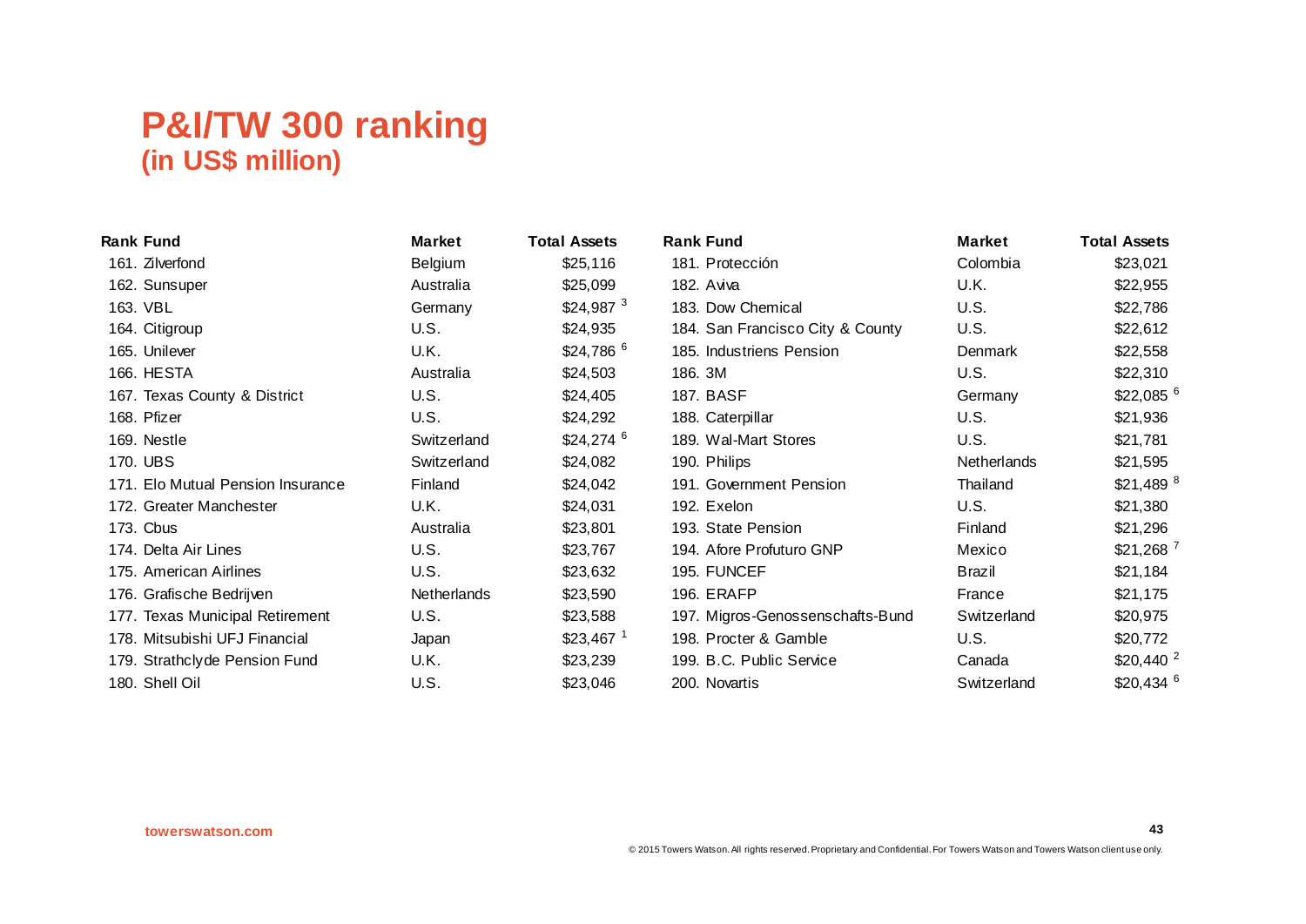# P&I/TW 300 ranking
## (in US$ million)

| Rank | Fund | Market | Total Assets |
|---|---|---|---|
| 161. | Zilverfond | Belgium | $25,116 |
| 162. | Sunsuper | Australia | $25,099 |
| 163. | VBL | Germany | $24,987 [3] |
| 164. | Citigroup | U.S. | $24,935 |
| 165. | Unilever | U.K. | $24,786 [6] |
| 166. | HESTA | Australia | $24,503 |
| 167. | Texas County & District | U.S. | $24,405 |
| 168. | Pfizer | U.S. | $24,292 |
| 169. | Nestle | Switzerland | $24,274 [6] |
| 170. | UBS | Switzerland | $24,082 |
| 171. | Elo Mutual Pension Insurance | Finland | $24,042 |
| 172. | Greater Manchester | U.K. | $24,031 |
| 173. | Cbus | Australia | $23,801 |
| 174. | Delta Air Lines | U.S. | $23,767 |
| 175. | American Airlines | U.S. | $23,632 |
| 176. | Grafische Bedrijven | Netherlands | $23,590 |
| 177. | Texas Municipal Retirement | U.S. | $23,588 |
| 178. | Mitsubishi UFJ Financial | Japan | $23,467 [1] |
| 179. | Strathclyde Pension Fund | U.K. | $23,239 |
| 180. | Shell Oil | U.S. | $23,046 |
| 181. | Protección | Colombia | $23,021 |
| 182. | Aviva | U.K. | $22,955 |
| 183. | Dow Chemical | U.S. | $22,786 |
| 184. | San Francisco City & County | U.S. | $22,612 |
| 185. | Industriens Pension | Denmark | $22,558 |
| 186. | 3M | U.S. | $22,310 |
| 187. | BASF | Germany | $22,085 [6] |
| 188. | Caterpillar | U.S. | $21,936 |
| 189. | Wal-Mart Stores | U.S. | $21,781 |
| 190. | Philips | Netherlands | $21,595 |
| 191. | Government Pension | Thailand | $21,489 [8] |
| 192. | Exelon | U.S. | $21,380 |
| 193. | State Pension | Finland | $21,296 |
| 194. | Afore Profuturo GNP | Mexico | $21,268 [7] |
| 195. | FUNCEF | Brazil | $21,184 |
| 196. | ERAFP | France | $21,175 |
| 197. | Migros-Genossenschafts-Bund | Switzerland | $20,975 |
| 198. | Procter & Gamble | U.S. | $20,772 |
| 199. | B.C. Public Service | Canada | $20,440 [2] |
| 200. | Novartis | Switzerland | $20,434 [6] |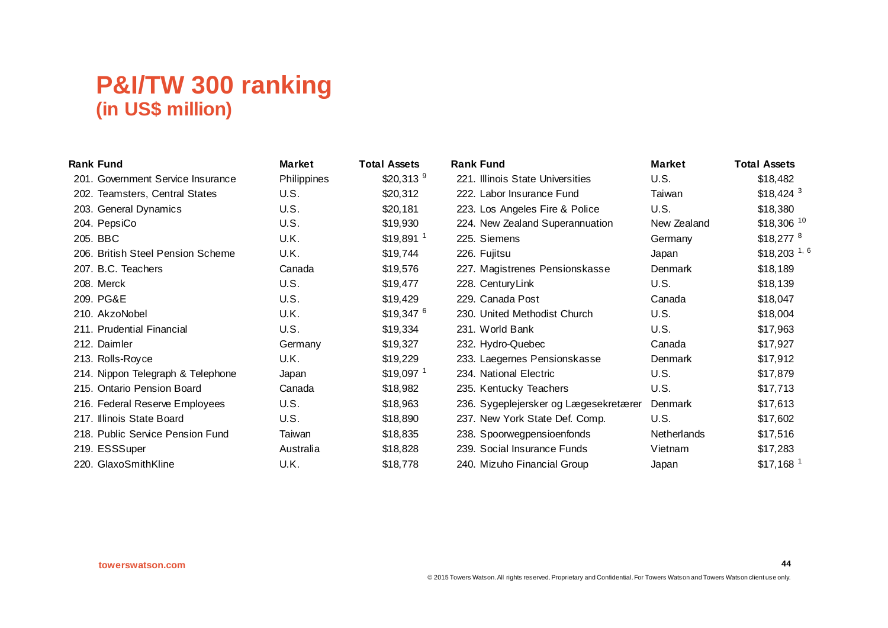# P&I/TW 300 ranking
## (in US$ million)

| Rank | Fund | Market | Total Assets |
|---|---|---|---|
| 201. | Government Service Insurance | Philippines | $20,313 [9] |
| 202. | Teamsters, Central States | U.S. | $20,312 |
| 203. | General Dynamics | U.S. | $20,181 |
| 204. | PepsiCo | U.S. | $19,930 |
| 205. | BBC | U.K. | $19,891 [1] |
| 206. | British Steel Pension Scheme | U.K. | $19,744 |
| 207. | B.C. Teachers | Canada | $19,576 |
| 208. | Merck | U.S. | $19,477 |
| 209. | PG&E | U.S. | $19,429 |
| 210. | AkzoNobel | U.K. | $19,347 [6] |
| 211. | Prudential Financial | U.S. | $19,334 |
| 212. | Daimler | Germany | $19,327 |
| 213. | Rolls-Royce | U.K. | $19,229 |
| 214. | Nippon Telegraph & Telephone | Japan | $19,097 [1] |
| 215. | Ontario Pension Board | Canada | $18,982 |
| 216. | Federal Reserve Employees | U.S. | $18,963 |
| 217. | Illinois State Board | U.S. | $18,890 |
| 218. | Public Service Pension Fund | Taiwan | $18,835 |
| 219. | ESSSuper | Australia | $18,828 |
| 220. | GlaxoSmithKline | U.K. | $18,778 |
| 221. | Illinois State Universities | U.S. | $18,482 |
| 222. | Labor Insurance Fund | Taiwan | $18,424 [3] |
| 223. | Los Angeles Fire & Police | U.S. | $18,380 |
| 224. | New Zealand Superannuation | New Zealand | $18,306 [10] |
| 225. | Siemens | Germany | $18,277 [8] |
| 226. | Fujitsu | Japan | $18,203 [1, 6] |
| 227. | Magistrenes Pensionskasse | Denmark | $18,189 |
| 228. | CenturyLink | U.S. | $18,139 |
| 229. | Canada Post | Canada | $18,047 |
| 230. | United Methodist Church | U.S. | $18,004 |
| 231. | World Bank | U.S. | $17,963 |
| 232. | Hydro-Quebec | Canada | $17,927 |
| 233. | Laegernes Pensionskasse | Denmark | $17,912 |
| 234. | National Electric | U.S. | $17,879 |
| 235. | Kentucky Teachers | U.S. | $17,713 |
| 236. | Sygeplejersker og Lægesekretærer | Denmark | $17,613 |
| 237. | New York State Def. Comp. | U.S. | $17,602 |
| 238. | Spoorwegpensioenfonds | Netherlands | $17,516 |
| 239. | Social Insurance Funds | Vietnam | $17,283 |
| 240. | Mizuho Financial Group | Japan | $17,168 [1] |

towerswatson.com

© 2015 Towers Watson. All rights reserved. Proprietary and Confidential. For Towers Watson and Towers Watson client use only.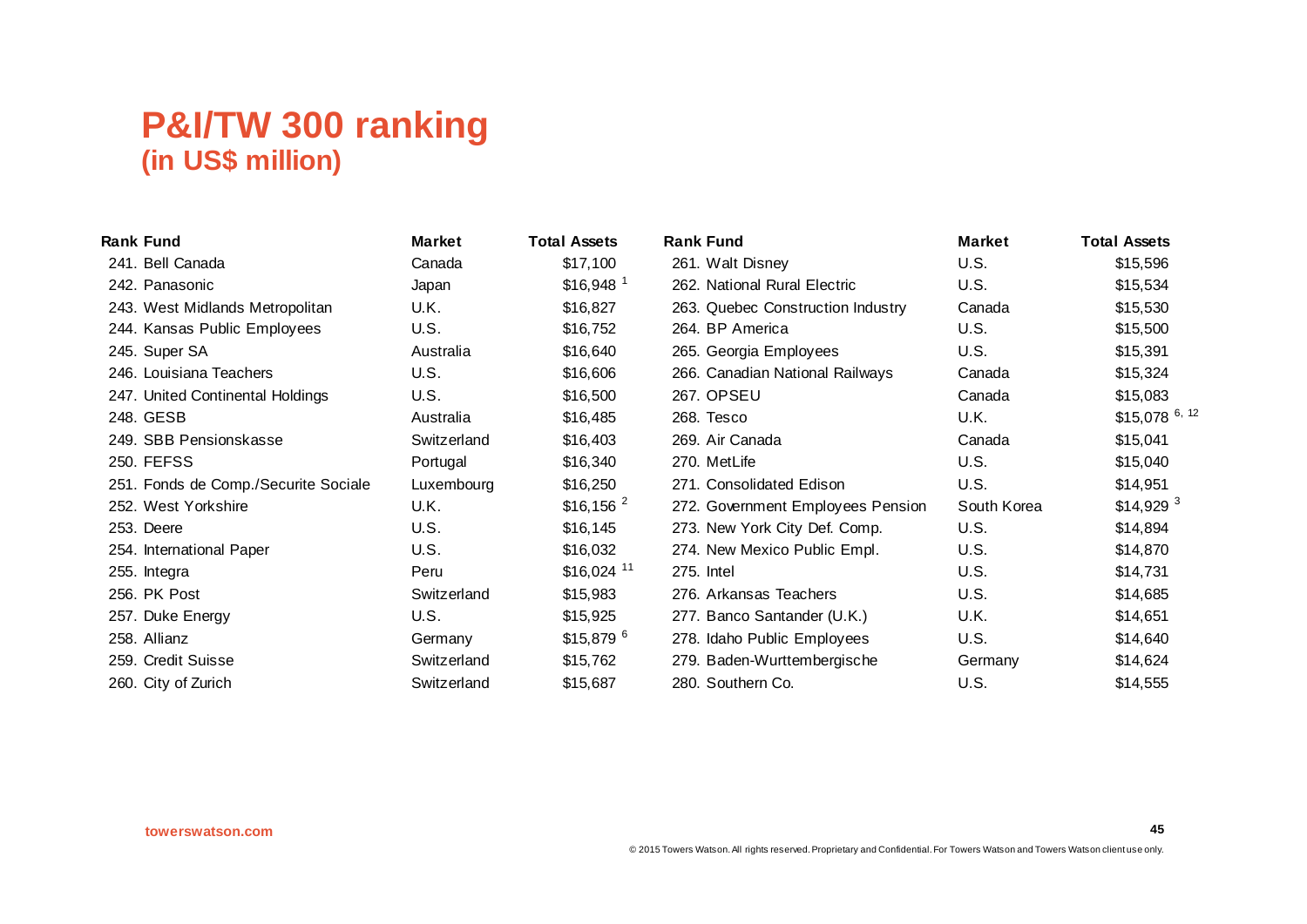# P&I/TW 300 ranking
## (in US$ million)

| Rank | Fund | Market | Total Assets |
|---|---|---|---|
| 241. | Bell Canada | Canada | $17,100 |
| 242. | Panasonic | Japan | $16,948 [1] |
| 243. | West Midlands Metropolitan | U.K. | $16,827 |
| 244. | Kansas Public Employees | U.S. | $16,752 |
| 245. | Super SA | Australia | $16,640 |
| 246. | Louisiana Teachers | U.S. | $16,606 |
| 247. | United Continental Holdings | U.S. | $16,500 |
| 248. | GESB | Australia | $16,485 |
| 249. | SBB Pensionskasse | Switzerland | $16,403 |
| 250. | FEFSS | Portugal | $16,340 |
| 251. | Fonds de Comp./Securite Sociale | Luxembourg | $16,250 |
| 252. | West Yorkshire | U.K. | $16,156 [2] |
| 253. | Deere | U.S. | $16,145 |
| 254. | International Paper | U.S. | $16,032 |
| 255. | Integra | Peru | $16,024 [11] |
| 256. | PK Post | Switzerland | $15,983 |
| 257. | Duke Energy | U.S. | $15,925 |
| 258. | Allianz | Germany | $15,879 [6] |
| 259. | Credit Suisse | Switzerland | $15,762 |
| 260. | City of Zurich | Switzerland | $15,687 |
| 261. | Walt Disney | U.S. | $15,596 |
| 262. | National Rural Electric | U.S. | $15,534 |
| 263. | Quebec Construction Industry | Canada | $15,530 |
| 264. | BP America | U.S. | $15,500 |
| 265. | Georgia Employees | U.S. | $15,391 |
| 266. | Canadian National Railways | Canada | $15,324 |
| 267. | OPSEU | Canada | $15,083 |
| 268. | Tesco | U.K. | $15,078 [6, 12] |
| 269. | Air Canada | Canada | $15,041 |
| 270. | MetLife | U.S. | $15,040 |
| 271. | Consolidated Edison | U.S. | $14,951 |
| 272. | Government Employees Pension | South Korea | $14,929 [3] |
| 273. | New York City Def. Comp. | U.S. | $14,894 |
| 274. | New Mexico Public Empl. | U.S. | $14,870 |
| 275. | Intel | U.S. | $14,731 |
| 276. | Arkansas Teachers | U.S. | $14,685 |
| 277. | Banco Santander (U.K.) | U.K. | $14,651 |
| 278. | Idaho Public Employees | U.S. | $14,640 |
| 279. | Baden-Wurttembergische | Germany | $14,624 |
| 280. | Southern Co. | U.S. | $14,555 |

towerswatson.com

© 2015 Towers Watson. All rights reserved. Proprietary and Confidential. For Towers Watson and Towers Watson client use only.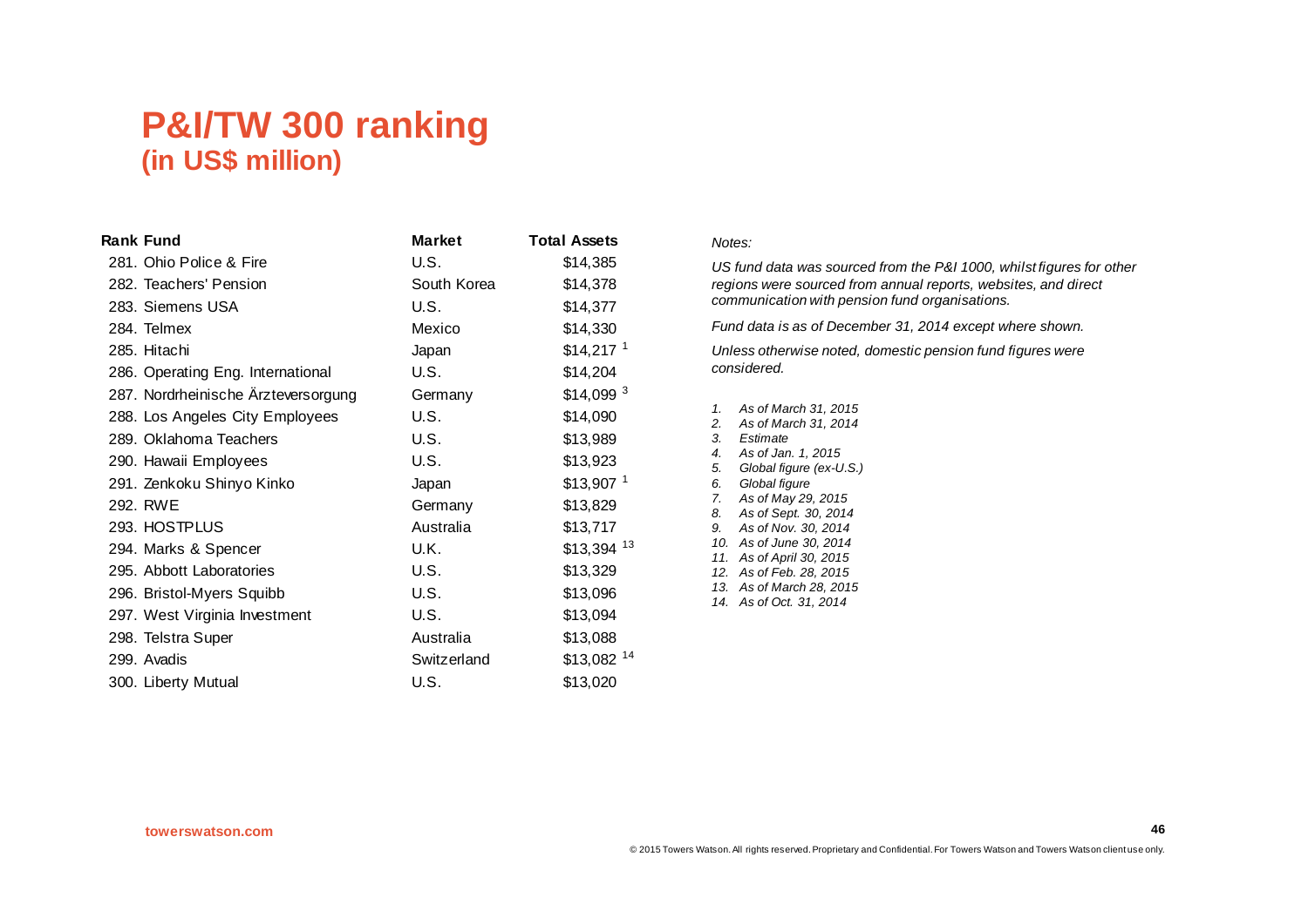# P&I/TW 300 ranking
## (in US$ million)

| Rank | Fund | Market | Total Assets |
|---|---|---|---|
| 281. | Ohio Police & Fire | U.S. | $14,385 |
| 282. | Teachers' Pension | South Korea | $14,378 |
| 283. | Siemens USA | U.S. | $14,377 |
| 284. | Telmex | Mexico | $14,330 |
| 285. | Hitachi | Japan | $14,217 [1] |
| 286. | Operating Eng. International | U.S. | $14,204 |
| 287. | Nordrheinische Ärzteversorgung | Germany | $14,099 [3] |
| 288. | Los Angeles City Employees | U.S. | $14,090 |
| 289. | Oklahoma Teachers | U.S. | $13,989 |
| 290. | Hawaii Employees | U.S. | $13,923 |
| 291. | Zenkoku Shinyo Kinko | Japan | $13,907 [1] |
| 292. | RWE | Germany | $13,829 |
| 293. | HOSTPLUS | Australia | $13,717 |
| 294. | Marks & Spencer | U.K. | $13,394 [13] |
| 295. | Abbott Laboratories | U.S. | $13,329 |
| 296. | Bristol-Myers Squibb | U.S. | $13,096 |
| 297. | West Virginia Investment | U.S. | $13,094 |
| 298. | Telstra Super | Australia | $13,088 |
| 299. | Avadis | Switzerland | $13,082 [14] |
| 300. | Liberty Mutual | U.S. | $13,020 |

*Notes:*

*US fund data was sourced from the P&I 1000, whilst figures for other regions were sourced from annual reports, websites, and direct communication with pension fund organisations.*

*Fund data is as of December 31, 2014 except where shown.*

*Unless otherwise noted, domestic pension fund figures were considered.*

1. *As of March 31, 2015*
2. *As of March 31, 2014*
3. *Estimate*
4. *As of Jan. 1, 2015*
5. *Global figure (ex-U.S.)*
6. *Global figure*
7. *As of May 29, 2015*
8. *As of Sept. 30, 2014*
9. *As of Nov. 30, 2014*
10. *As of June 30, 2014*
11. *As of April 30, 2015*
12. *As of Feb. 28, 2015*
13. *As of March 28, 2015*
14. *As of Oct. 31, 2014*

towerswatson.com

© 2015 Towers Watson. All rights reserved. Proprietary and Confidential. For Towers Watson and Towers Watson client use only.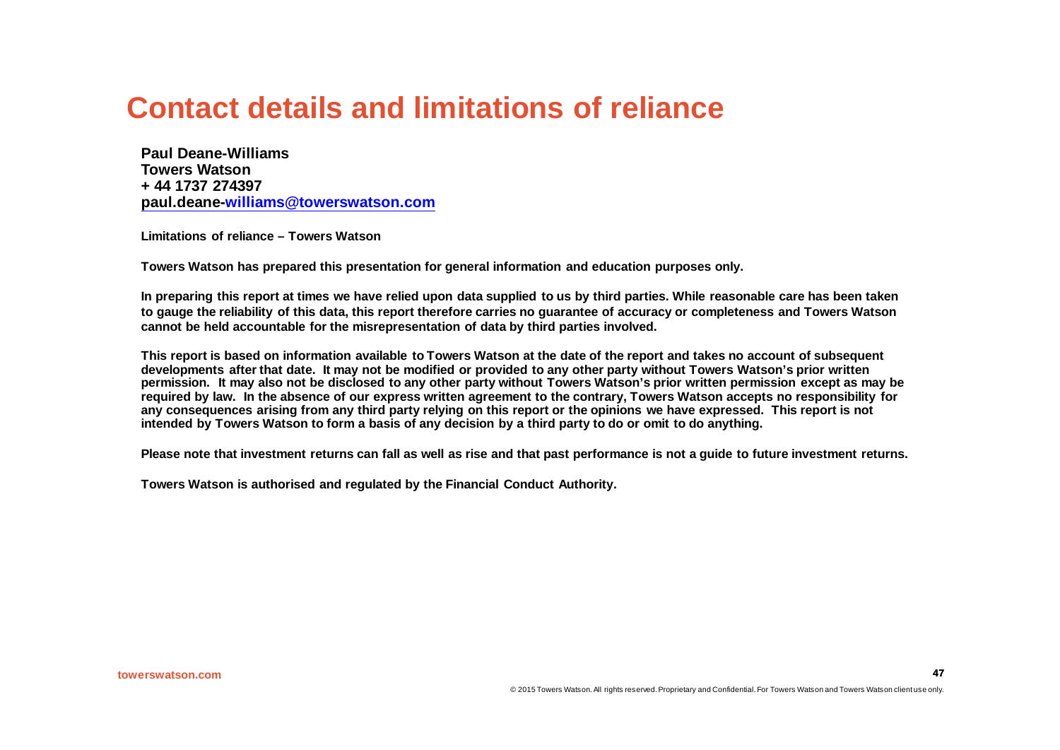# Contact details and limitations of reliance

**Paul Deane-Williams**
**Towers Watson**
**+ 44 1737 274397**
**paul.deane-williams@towerswatson.com**

**Limitations of reliance – Towers Watson**

**Towers Watson has prepared this presentation for general information and education purposes only.**

**In preparing this report at times we have relied upon data supplied to us by third parties. While reasonable care has been taken to gauge the reliability of this data, this report therefore carries no guarantee of accuracy or completeness and Towers Watson cannot be held accountable for the misrepresentation of data by third parties involved.**

**This report is based on information available to Towers Watson at the date of the report and takes no account of subsequent developments after that date. It may not be modified or provided to any other party without Towers Watson's prior written permission. It may also not be disclosed to any other party without Towers Watson's prior written permission except as may be required by law. In the absence of our express written agreement to the contrary, Towers Watson accepts no responsibility for any consequences arising from any third party relying on this report or the opinions we have expressed. This report is not intended by Towers Watson to form a basis of any decision by a third party to do or omit to do anything.**

**Please note that investment returns can fall as well as rise and that past performance is not a guide to future investment returns.**

**Towers Watson is authorised and regulated by the Financial Conduct Authority.**

towerswatson.com

© 2015 Towers Watson. All rights reserved. Proprietary and Confidential. For Towers Watson and Towers Watson client use only.